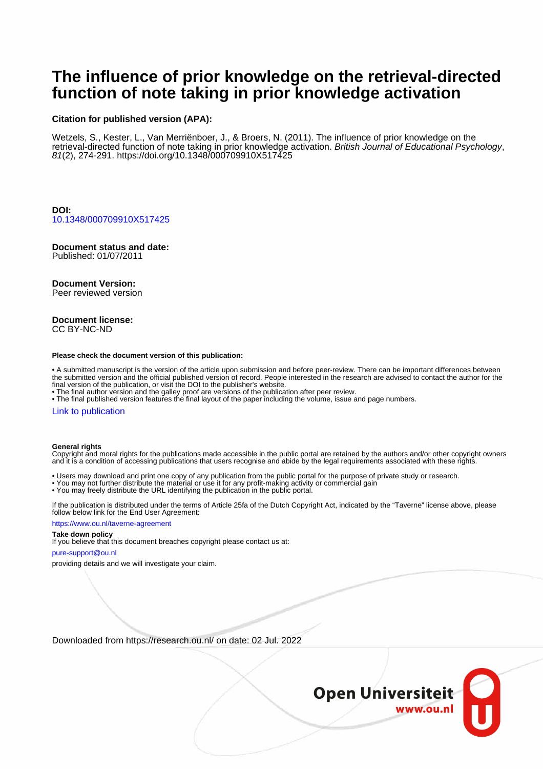# The influence of prior knowledge on the retrieval-directed function of note taking in prior knowledge activation

**Citation for published version (APA):**

Wetzels, S., Kester, L., Van Merriënboer, J., & Broers, N. (2011). The influence of prior knowledge on the retrieval-directed function of note taking in prior knowledge activation. *British Journal of Educational Psychology*, *81*(2), 274-291. https://doi.org/10.1348/000709910X517425

**DOI:**
10.1348/000709910X517425

**Document status and date:**
Published: 01/07/2011

**Document Version:**
Peer reviewed version

**Document license:**
CC BY-NC-ND

**Please check the document version of this publication:**

• A submitted manuscript is the version of the article upon submission and before peer-review. There can be important differences between the submitted version and the official published version of record. People interested in the research are advised to contact the author for the final version of the publication, or visit the DOI to the publisher's website.
• The final author version and the galley proof are versions of the publication after peer review.
• The final published version features the final layout of the paper including the volume, issue and page numbers.

Link to publication

**General rights**
Copyright and moral rights for the publications made accessible in the public portal are retained by the authors and/or other copyright owners and it is a condition of accessing publications that users recognise and abide by the legal requirements associated with these rights.

• Users may download and print one copy of any publication from the public portal for the purpose of private study or research.
• You may not further distribute the material or use it for any profit-making activity or commercial gain
• You may freely distribute the URL identifying the publication in the public portal.

If the publication is distributed under the terms of Article 25fa of the Dutch Copyright Act, indicated by the "Taverne" license above, please follow below link for the End User Agreement:

https://www.ou.nl/taverne-agreement

**Take down policy**
If you believe that this document breaches copyright please contact us at:

pure-support@ou.nl

providing details and we will investigate your claim.

Downloaded from https://research.ou.nl/ on date: 02 Jul. 2022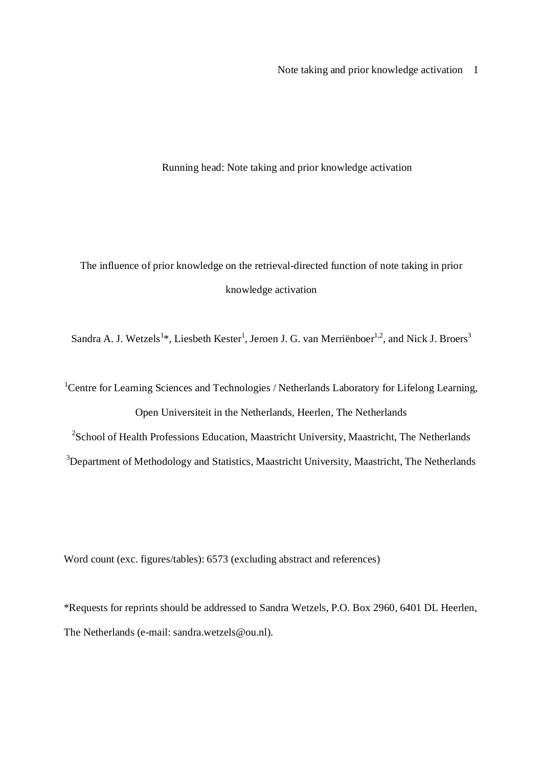Running head: Note taking and prior knowledge activation

# The influence of prior knowledge on the retrieval-directed function of note taking in prior knowledge activation

Sandra A. J. Wetzels[1]*, Liesbeth Kester[1], Jeroen J. G. van Merriënboer[1,2], and Nick J. Broers[3]

[1]Centre for Learning Sciences and Technologies / Netherlands Laboratory for Lifelong Learning, Open Universiteit in the Netherlands, Heerlen, The Netherlands

[2]School of Health Professions Education, Maastricht University, Maastricht, The Netherlands

[3]Department of Methodology and Statistics, Maastricht University, Maastricht, The Netherlands

Word count (exc. figures/tables): 6573 (excluding abstract and references)

*Requests for reprints should be addressed to Sandra Wetzels, P.O. Box 2960, 6401 DL Heerlen, The Netherlands (e-mail: sandra.wetzels@ou.nl).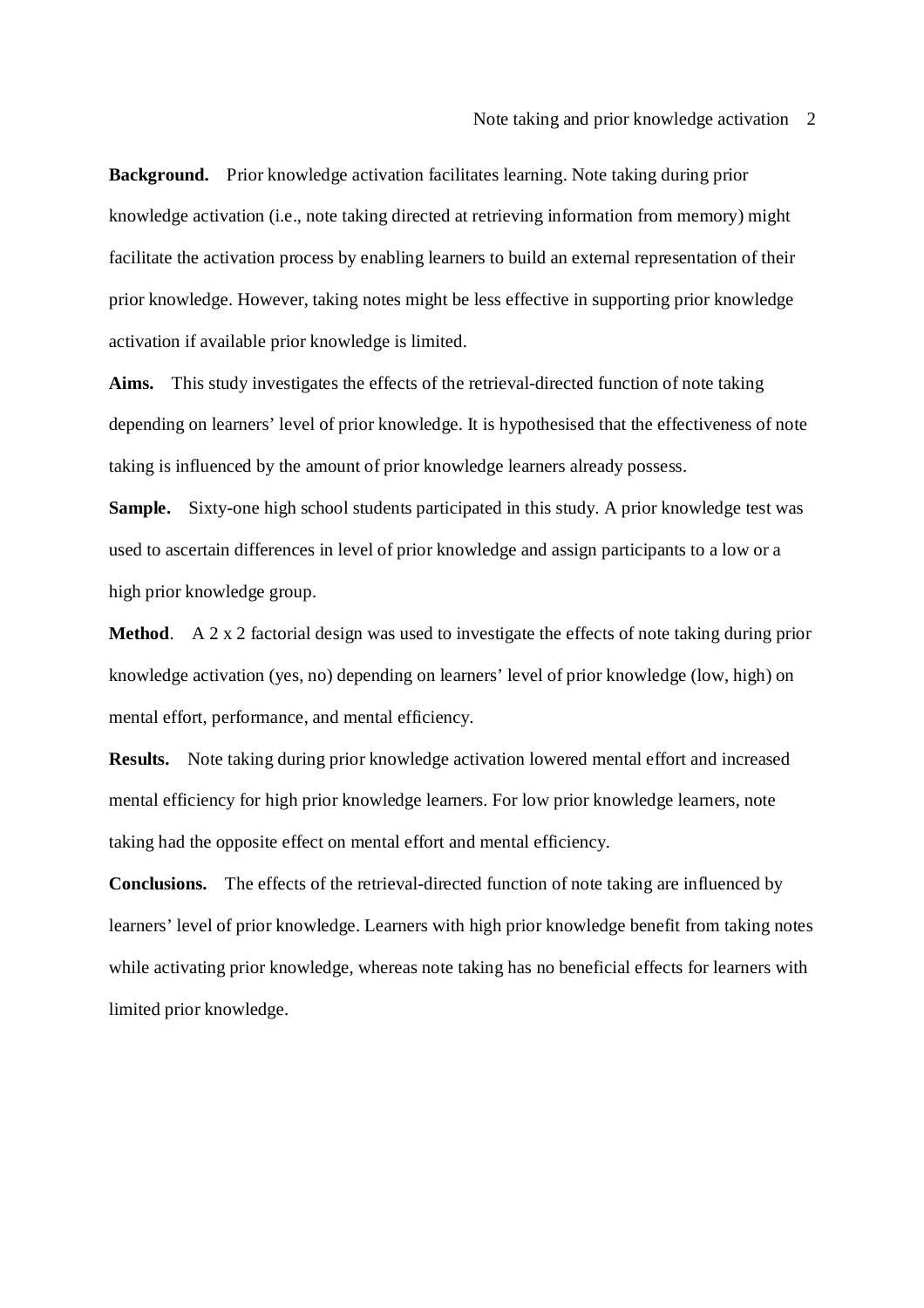**Background.** Prior knowledge activation facilitates learning. Note taking during prior knowledge activation (i.e., note taking directed at retrieving information from memory) might facilitate the activation process by enabling learners to build an external representation of their prior knowledge. However, taking notes might be less effective in supporting prior knowledge activation if available prior knowledge is limited.

**Aims.** This study investigates the effects of the retrieval-directed function of note taking depending on learners' level of prior knowledge. It is hypothesised that the effectiveness of note taking is influenced by the amount of prior knowledge learners already possess.

**Sample.** Sixty-one high school students participated in this study. A prior knowledge test was used to ascertain differences in level of prior knowledge and assign participants to a low or a high prior knowledge group.

**Method**. A 2 x 2 factorial design was used to investigate the effects of note taking during prior knowledge activation (yes, no) depending on learners' level of prior knowledge (low, high) on mental effort, performance, and mental efficiency.

**Results.** Note taking during prior knowledge activation lowered mental effort and increased mental efficiency for high prior knowledge learners. For low prior knowledge learners, note taking had the opposite effect on mental effort and mental efficiency.

**Conclusions.** The effects of the retrieval-directed function of note taking are influenced by learners' level of prior knowledge. Learners with high prior knowledge benefit from taking notes while activating prior knowledge, whereas note taking has no beneficial effects for learners with limited prior knowledge.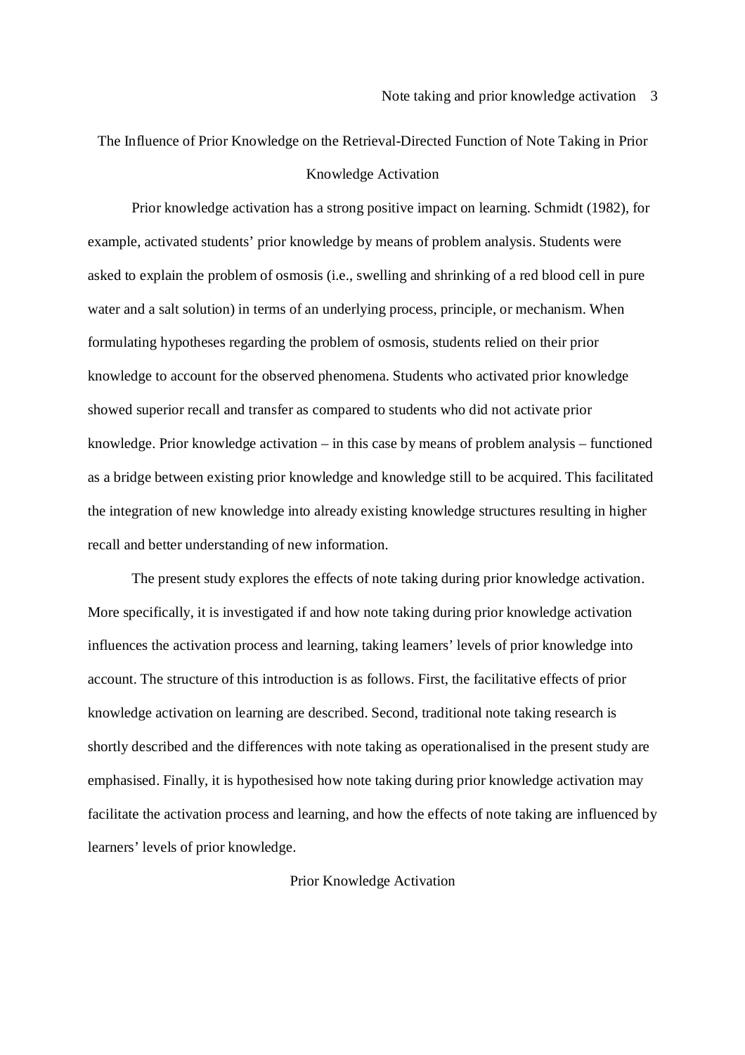# The Influence of Prior Knowledge on the Retrieval-Directed Function of Note Taking in Prior Knowledge Activation

Prior knowledge activation has a strong positive impact on learning. Schmidt (1982), for example, activated students' prior knowledge by means of problem analysis. Students were asked to explain the problem of osmosis (i.e., swelling and shrinking of a red blood cell in pure water and a salt solution) in terms of an underlying process, principle, or mechanism. When formulating hypotheses regarding the problem of osmosis, students relied on their prior knowledge to account for the observed phenomena. Students who activated prior knowledge showed superior recall and transfer as compared to students who did not activate prior knowledge. Prior knowledge activation – in this case by means of problem analysis – functioned as a bridge between existing prior knowledge and knowledge still to be acquired. This facilitated the integration of new knowledge into already existing knowledge structures resulting in higher recall and better understanding of new information.

The present study explores the effects of note taking during prior knowledge activation. More specifically, it is investigated if and how note taking during prior knowledge activation influences the activation process and learning, taking learners' levels of prior knowledge into account. The structure of this introduction is as follows. First, the facilitative effects of prior knowledge activation on learning are described. Second, traditional note taking research is shortly described and the differences with note taking as operationalised in the present study are emphasised. Finally, it is hypothesised how note taking during prior knowledge activation may facilitate the activation process and learning, and how the effects of note taking are influenced by learners' levels of prior knowledge.

## Prior Knowledge Activation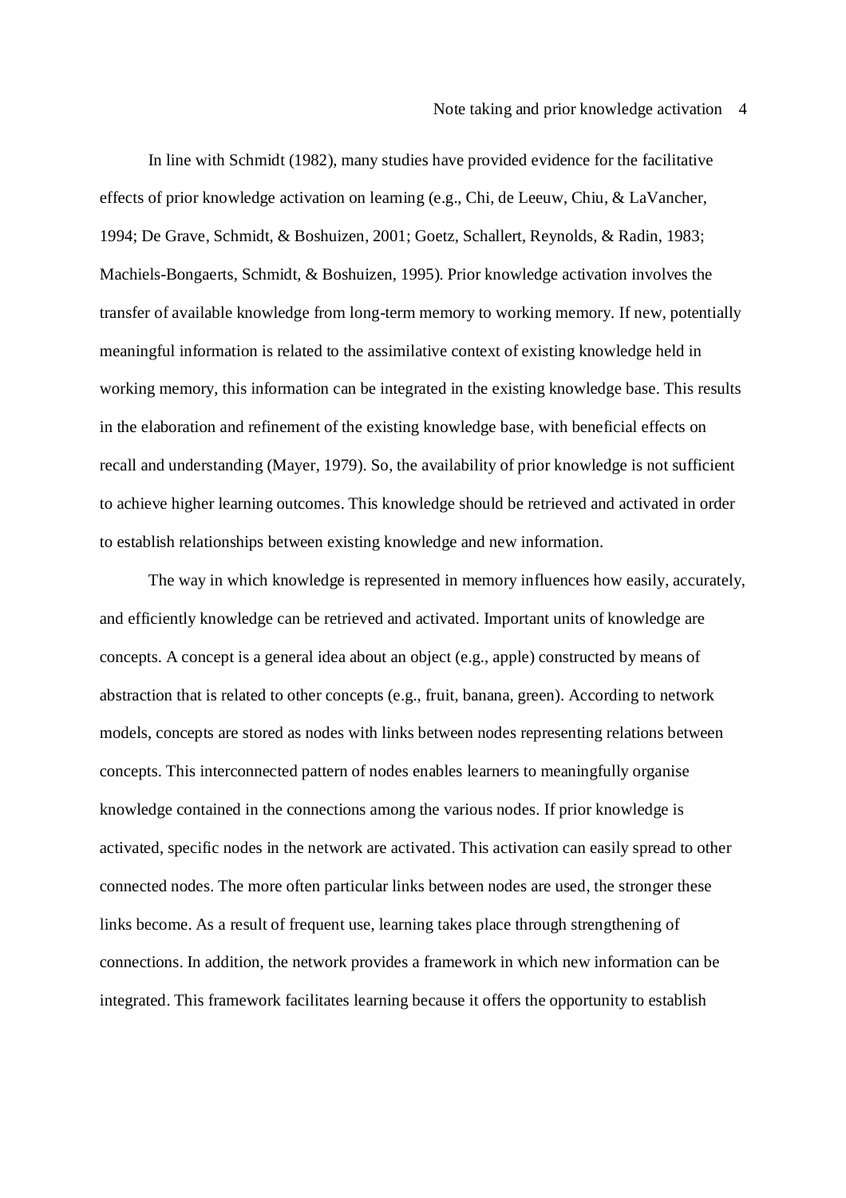In line with Schmidt (1982), many studies have provided evidence for the facilitative effects of prior knowledge activation on learning (e.g., Chi, de Leeuw, Chiu, & LaVancher, 1994; De Grave, Schmidt, & Boshuizen, 2001; Goetz, Schallert, Reynolds, & Radin, 1983; Machiels-Bongaerts, Schmidt, & Boshuizen, 1995). Prior knowledge activation involves the transfer of available knowledge from long-term memory to working memory. If new, potentially meaningful information is related to the assimilative context of existing knowledge held in working memory, this information can be integrated in the existing knowledge base. This results in the elaboration and refinement of the existing knowledge base, with beneficial effects on recall and understanding (Mayer, 1979). So, the availability of prior knowledge is not sufficient to achieve higher learning outcomes. This knowledge should be retrieved and activated in order to establish relationships between existing knowledge and new information.

The way in which knowledge is represented in memory influences how easily, accurately, and efficiently knowledge can be retrieved and activated. Important units of knowledge are concepts. A concept is a general idea about an object (e.g., apple) constructed by means of abstraction that is related to other concepts (e.g., fruit, banana, green). According to network models, concepts are stored as nodes with links between nodes representing relations between concepts. This interconnected pattern of nodes enables learners to meaningfully organise knowledge contained in the connections among the various nodes. If prior knowledge is activated, specific nodes in the network are activated. This activation can easily spread to other connected nodes. The more often particular links between nodes are used, the stronger these links become. As a result of frequent use, learning takes place through strengthening of connections. In addition, the network provides a framework in which new information can be integrated. This framework facilitates learning because it offers the opportunity to establish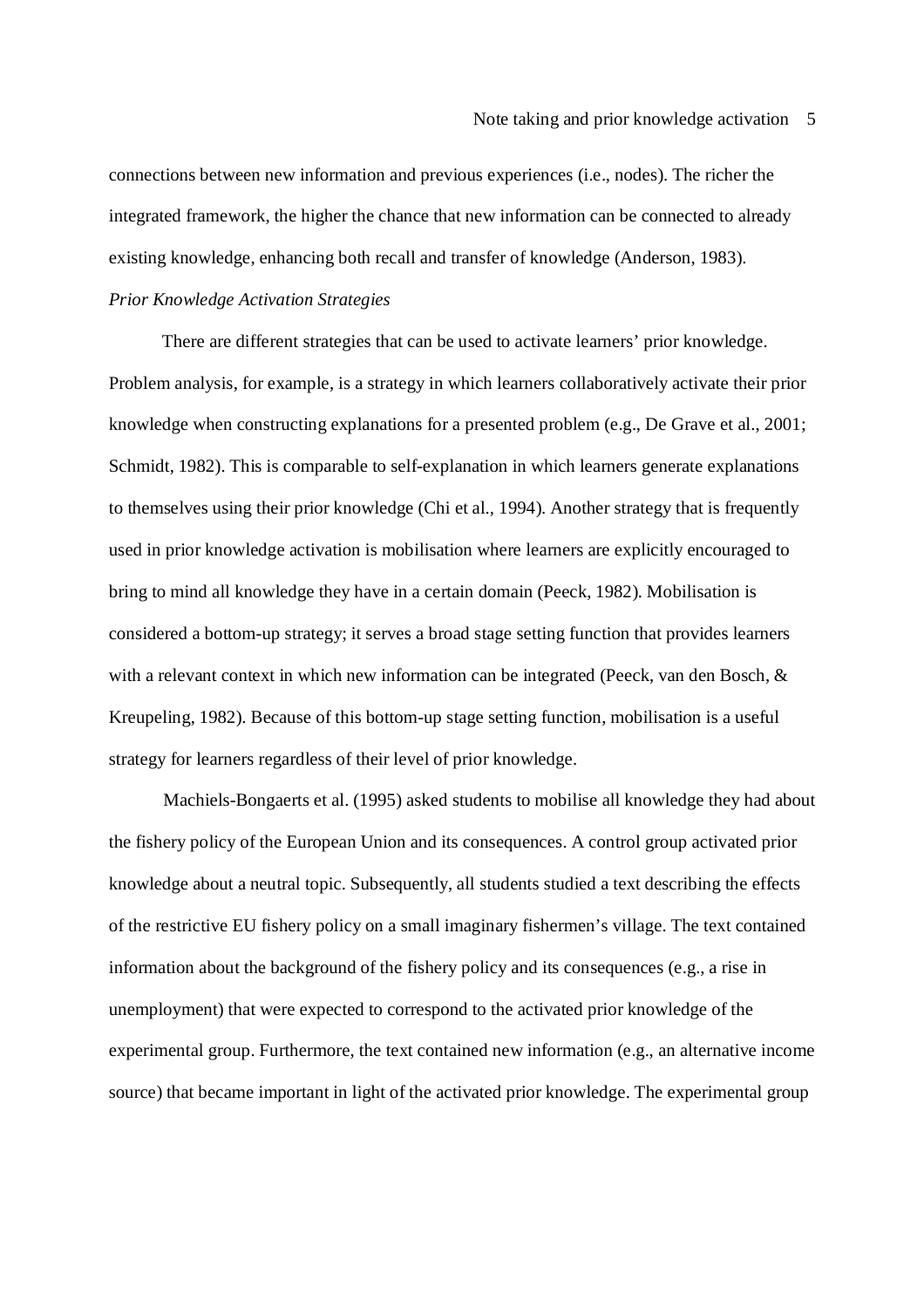connections between new information and previous experiences (i.e., nodes). The richer the integrated framework, the higher the chance that new information can be connected to already existing knowledge, enhancing both recall and transfer of knowledge (Anderson, 1983).

*Prior Knowledge Activation Strategies*

There are different strategies that can be used to activate learners' prior knowledge. Problem analysis, for example, is a strategy in which learners collaboratively activate their prior knowledge when constructing explanations for a presented problem (e.g., De Grave et al., 2001; Schmidt, 1982). This is comparable to self-explanation in which learners generate explanations to themselves using their prior knowledge (Chi et al., 1994). Another strategy that is frequently used in prior knowledge activation is mobilisation where learners are explicitly encouraged to bring to mind all knowledge they have in a certain domain (Peeck, 1982). Mobilisation is considered a bottom-up strategy; it serves a broad stage setting function that provides learners with a relevant context in which new information can be integrated (Peeck, van den Bosch, & Kreupeling, 1982). Because of this bottom-up stage setting function, mobilisation is a useful strategy for learners regardless of their level of prior knowledge.

Machiels-Bongaerts et al. (1995) asked students to mobilise all knowledge they had about the fishery policy of the European Union and its consequences. A control group activated prior knowledge about a neutral topic. Subsequently, all students studied a text describing the effects of the restrictive EU fishery policy on a small imaginary fishermen's village. The text contained information about the background of the fishery policy and its consequences (e.g., a rise in unemployment) that were expected to correspond to the activated prior knowledge of the experimental group. Furthermore, the text contained new information (e.g., an alternative income source) that became important in light of the activated prior knowledge. The experimental group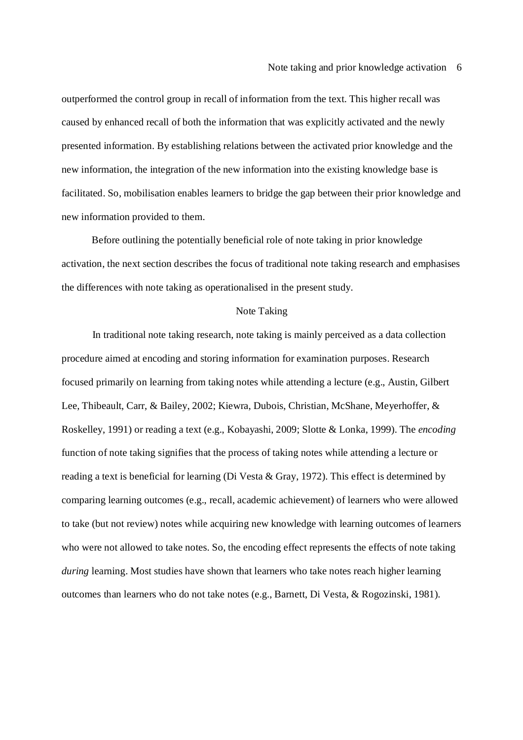outperformed the control group in recall of information from the text. This higher recall was caused by enhanced recall of both the information that was explicitly activated and the newly presented information. By establishing relations between the activated prior knowledge and the new information, the integration of the new information into the existing knowledge base is facilitated. So, mobilisation enables learners to bridge the gap between their prior knowledge and new information provided to them.

Before outlining the potentially beneficial role of note taking in prior knowledge activation, the next section describes the focus of traditional note taking research and emphasises the differences with note taking as operationalised in the present study.

## Note Taking

In traditional note taking research, note taking is mainly perceived as a data collection procedure aimed at encoding and storing information for examination purposes. Research focused primarily on learning from taking notes while attending a lecture (e.g., Austin, Gilbert Lee, Thibeault, Carr, & Bailey, 2002; Kiewra, Dubois, Christian, McShane, Meyerhoffer, & Roskelley, 1991) or reading a text (e.g., Kobayashi, 2009; Slotte & Lonka, 1999). The *encoding* function of note taking signifies that the process of taking notes while attending a lecture or reading a text is beneficial for learning (Di Vesta & Gray, 1972). This effect is determined by comparing learning outcomes (e.g., recall, academic achievement) of learners who were allowed to take (but not review) notes while acquiring new knowledge with learning outcomes of learners who were not allowed to take notes. So, the encoding effect represents the effects of note taking *during* learning. Most studies have shown that learners who take notes reach higher learning outcomes than learners who do not take notes (e.g., Barnett, Di Vesta, & Rogozinski, 1981).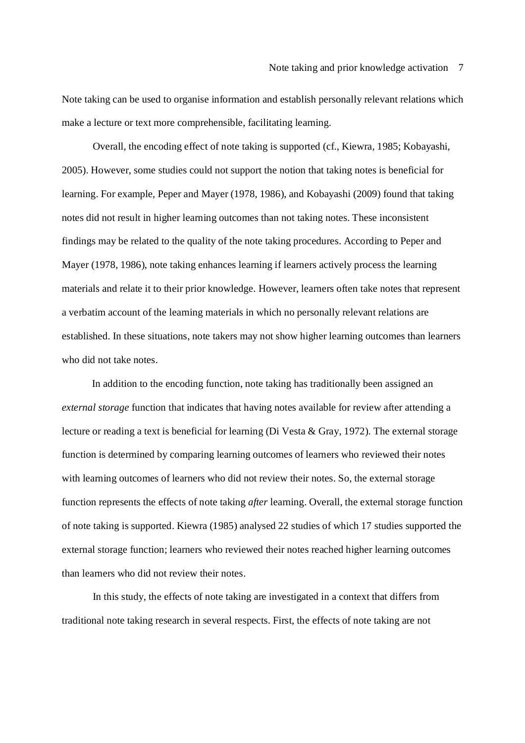Note taking can be used to organise information and establish personally relevant relations which make a lecture or text more comprehensible, facilitating learning.

Overall, the encoding effect of note taking is supported (cf., Kiewra, 1985; Kobayashi, 2005). However, some studies could not support the notion that taking notes is beneficial for learning. For example, Peper and Mayer (1978, 1986), and Kobayashi (2009) found that taking notes did not result in higher learning outcomes than not taking notes. These inconsistent findings may be related to the quality of the note taking procedures. According to Peper and Mayer (1978, 1986), note taking enhances learning if learners actively process the learning materials and relate it to their prior knowledge. However, learners often take notes that represent a verbatim account of the learning materials in which no personally relevant relations are established. In these situations, note takers may not show higher learning outcomes than learners who did not take notes.

In addition to the encoding function, note taking has traditionally been assigned an *external storage* function that indicates that having notes available for review after attending a lecture or reading a text is beneficial for learning (Di Vesta & Gray, 1972). The external storage function is determined by comparing learning outcomes of learners who reviewed their notes with learning outcomes of learners who did not review their notes. So, the external storage function represents the effects of note taking *after* learning. Overall, the external storage function of note taking is supported. Kiewra (1985) analysed 22 studies of which 17 studies supported the external storage function; learners who reviewed their notes reached higher learning outcomes than learners who did not review their notes.

In this study, the effects of note taking are investigated in a context that differs from traditional note taking research in several respects. First, the effects of note taking are not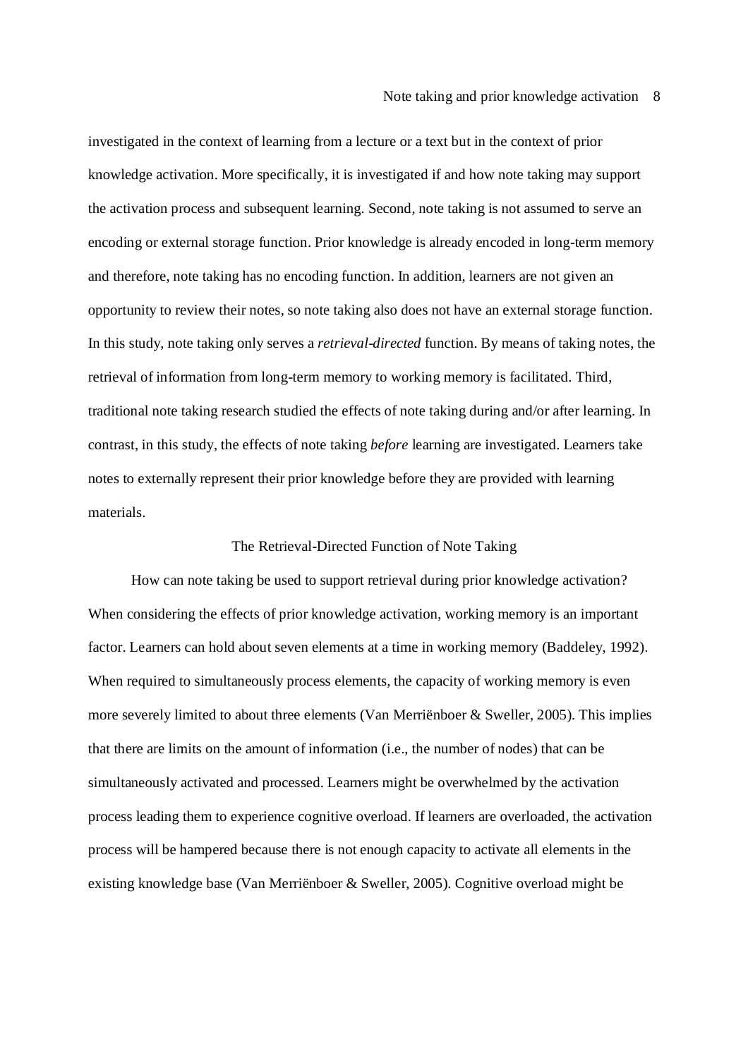investigated in the context of learning from a lecture or a text but in the context of prior knowledge activation. More specifically, it is investigated if and how note taking may support the activation process and subsequent learning. Second, note taking is not assumed to serve an encoding or external storage function. Prior knowledge is already encoded in long-term memory and therefore, note taking has no encoding function. In addition, learners are not given an opportunity to review their notes, so note taking also does not have an external storage function. In this study, note taking only serves a *retrieval-directed* function. By means of taking notes, the retrieval of information from long-term memory to working memory is facilitated. Third, traditional note taking research studied the effects of note taking during and/or after learning. In contrast, in this study, the effects of note taking *before* learning are investigated. Learners take notes to externally represent their prior knowledge before they are provided with learning materials.

## The Retrieval-Directed Function of Note Taking

How can note taking be used to support retrieval during prior knowledge activation? When considering the effects of prior knowledge activation, working memory is an important factor. Learners can hold about seven elements at a time in working memory (Baddeley, 1992). When required to simultaneously process elements, the capacity of working memory is even more severely limited to about three elements (Van Merriënboer & Sweller, 2005). This implies that there are limits on the amount of information (i.e., the number of nodes) that can be simultaneously activated and processed. Learners might be overwhelmed by the activation process leading them to experience cognitive overload. If learners are overloaded, the activation process will be hampered because there is not enough capacity to activate all elements in the existing knowledge base (Van Merriënboer & Sweller, 2005). Cognitive overload might be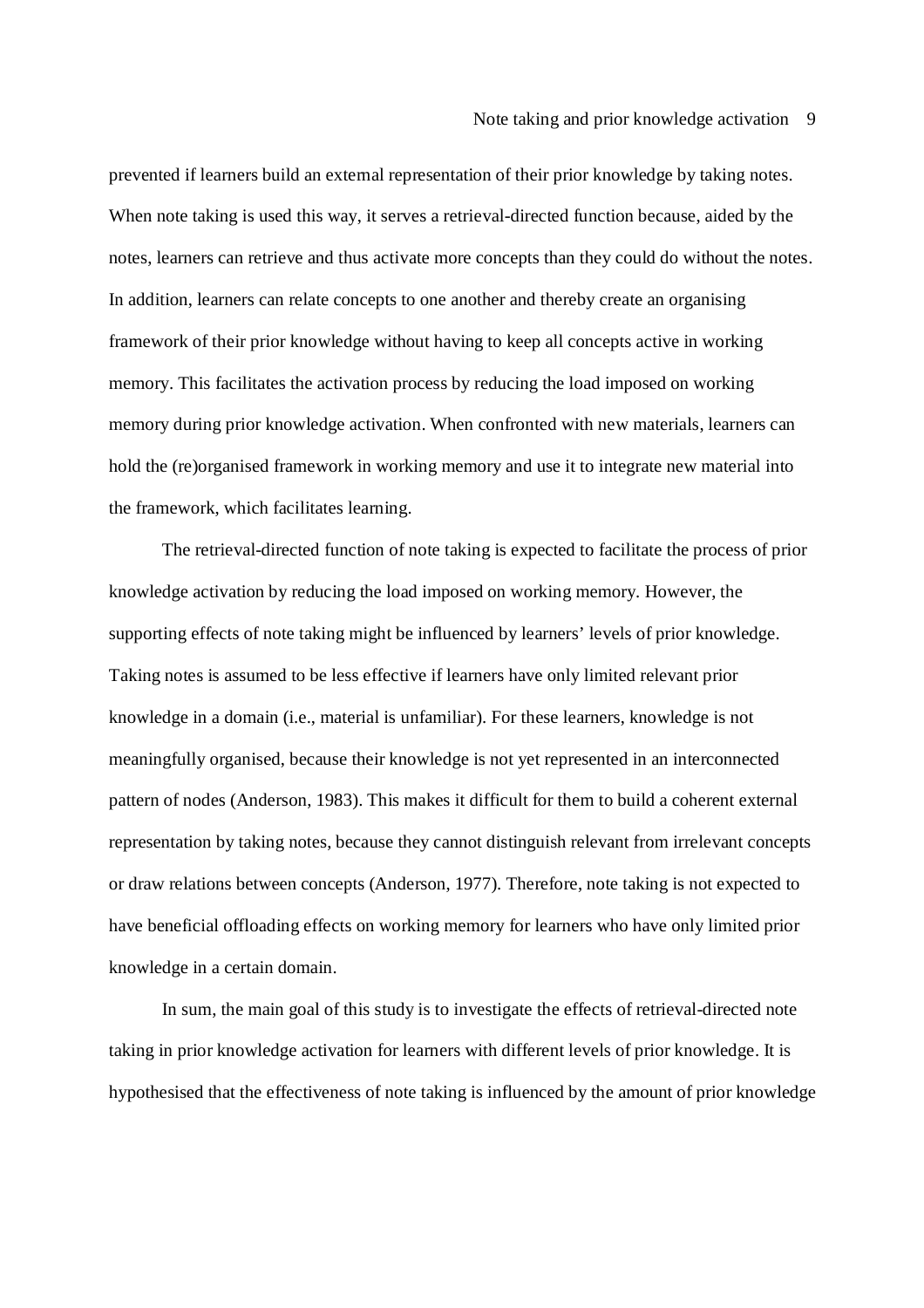prevented if learners build an external representation of their prior knowledge by taking notes. When note taking is used this way, it serves a retrieval-directed function because, aided by the notes, learners can retrieve and thus activate more concepts than they could do without the notes. In addition, learners can relate concepts to one another and thereby create an organising framework of their prior knowledge without having to keep all concepts active in working memory. This facilitates the activation process by reducing the load imposed on working memory during prior knowledge activation. When confronted with new materials, learners can hold the (re)organised framework in working memory and use it to integrate new material into the framework, which facilitates learning.

The retrieval-directed function of note taking is expected to facilitate the process of prior knowledge activation by reducing the load imposed on working memory. However, the supporting effects of note taking might be influenced by learners' levels of prior knowledge. Taking notes is assumed to be less effective if learners have only limited relevant prior knowledge in a domain (i.e., material is unfamiliar). For these learners, knowledge is not meaningfully organised, because their knowledge is not yet represented in an interconnected pattern of nodes (Anderson, 1983). This makes it difficult for them to build a coherent external representation by taking notes, because they cannot distinguish relevant from irrelevant concepts or draw relations between concepts (Anderson, 1977). Therefore, note taking is not expected to have beneficial offloading effects on working memory for learners who have only limited prior knowledge in a certain domain.

In sum, the main goal of this study is to investigate the effects of retrieval-directed note taking in prior knowledge activation for learners with different levels of prior knowledge. It is hypothesised that the effectiveness of note taking is influenced by the amount of prior knowledge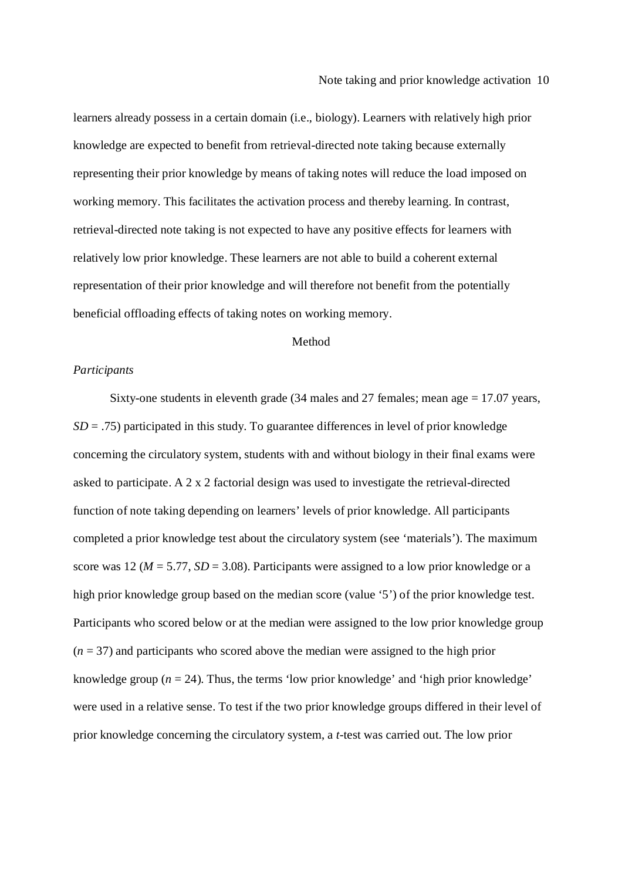learners already possess in a certain domain (i.e., biology). Learners with relatively high prior knowledge are expected to benefit from retrieval-directed note taking because externally representing their prior knowledge by means of taking notes will reduce the load imposed on working memory. This facilitates the activation process and thereby learning. In contrast, retrieval-directed note taking is not expected to have any positive effects for learners with relatively low prior knowledge. These learners are not able to build a coherent external representation of their prior knowledge and will therefore not benefit from the potentially beneficial offloading effects of taking notes on working memory.

## Method

### *Participants*

Sixty-one students in eleventh grade (34 males and 27 females; mean age = 17.07 years, $SD$ = .75) participated in this study. To guarantee differences in level of prior knowledge concerning the circulatory system, students with and without biology in their final exams were asked to participate. A 2 x 2 factorial design was used to investigate the retrieval-directed function of note taking depending on learners' levels of prior knowledge. All participants completed a prior knowledge test about the circulatory system (see 'materials'). The maximum score was 12 ($M$ = 5.77, $SD$ = 3.08). Participants were assigned to a low prior knowledge or a high prior knowledge group based on the median score (value '5') of the prior knowledge test. Participants who scored below or at the median were assigned to the low prior knowledge group ($n$ = 37) and participants who scored above the median were assigned to the high prior knowledge group ($n$ = 24). Thus, the terms 'low prior knowledge' and 'high prior knowledge' were used in a relative sense. To test if the two prior knowledge groups differed in their level of prior knowledge concerning the circulatory system, a $t$-test was carried out. The low prior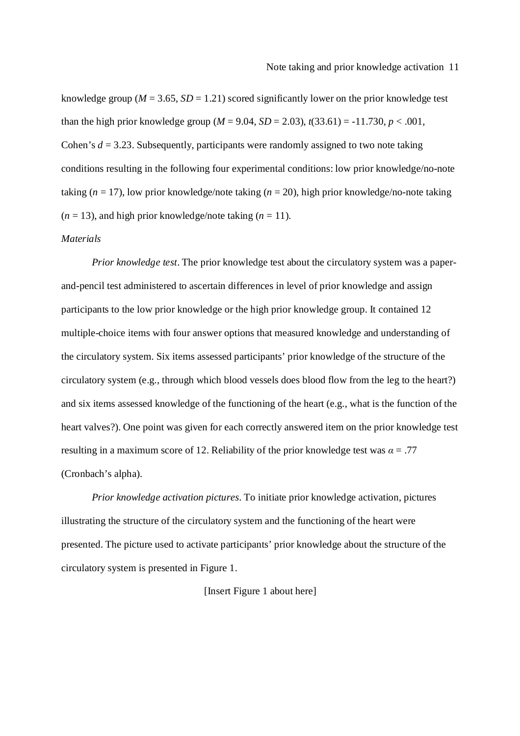knowledge group ($M = 3.65$, $SD = 1.21$) scored significantly lower on the prior knowledge test than the high prior knowledge group ($M = 9.04$, $SD = 2.03$), $t(33.61) = -11.730$, $p < .001$, Cohen's $d = 3.23$. Subsequently, participants were randomly assigned to two note taking conditions resulting in the following four experimental conditions: low prior knowledge/no-note taking ($n = 17$), low prior knowledge/note taking ($n = 20$), high prior knowledge/no-note taking ($n = 13$), and high prior knowledge/note taking ($n = 11$).

*Materials*

*Prior knowledge test*. The prior knowledge test about the circulatory system was a paper-and-pencil test administered to ascertain differences in level of prior knowledge and assign participants to the low prior knowledge or the high prior knowledge group. It contained 12 multiple-choice items with four answer options that measured knowledge and understanding of the circulatory system. Six items assessed participants' prior knowledge of the structure of the circulatory system (e.g., through which blood vessels does blood flow from the leg to the heart?) and six items assessed knowledge of the functioning of the heart (e.g., what is the function of the heart valves?). One point was given for each correctly answered item on the prior knowledge test resulting in a maximum score of 12. Reliability of the prior knowledge test was $\alpha = .77$ (Cronbach's alpha).

*Prior knowledge activation pictures*. To initiate prior knowledge activation, pictures illustrating the structure of the circulatory system and the functioning of the heart were presented. The picture used to activate participants' prior knowledge about the structure of the circulatory system is presented in Figure 1.

[Insert Figure 1 about here]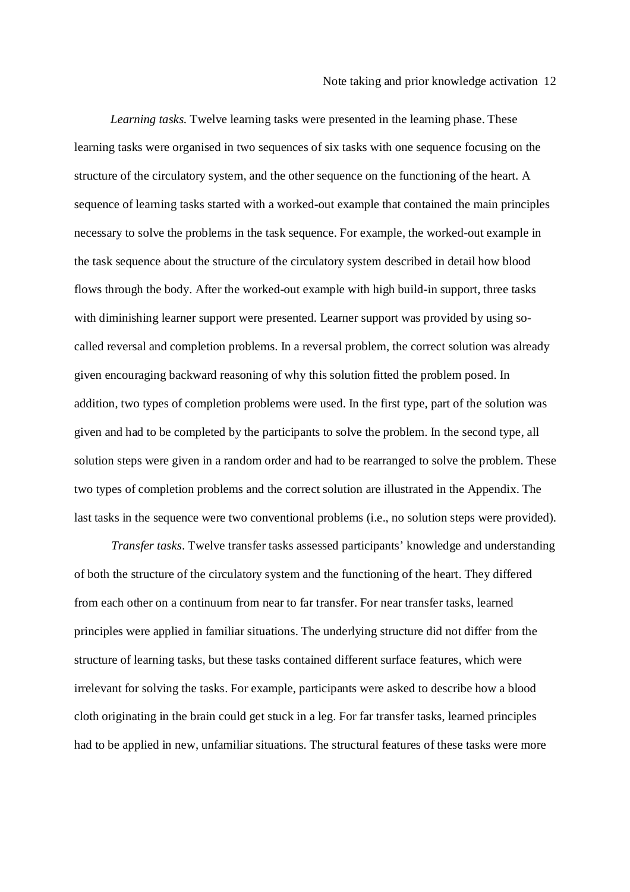*Learning tasks.* Twelve learning tasks were presented in the learning phase. These learning tasks were organised in two sequences of six tasks with one sequence focusing on the structure of the circulatory system, and the other sequence on the functioning of the heart. A sequence of learning tasks started with a worked-out example that contained the main principles necessary to solve the problems in the task sequence. For example, the worked-out example in the task sequence about the structure of the circulatory system described in detail how blood flows through the body. After the worked-out example with high build-in support, three tasks with diminishing learner support were presented. Learner support was provided by using so-called reversal and completion problems. In a reversal problem, the correct solution was already given encouraging backward reasoning of why this solution fitted the problem posed. In addition, two types of completion problems were used. In the first type, part of the solution was given and had to be completed by the participants to solve the problem. In the second type, all solution steps were given in a random order and had to be rearranged to solve the problem. These two types of completion problems and the correct solution are illustrated in the Appendix. The last tasks in the sequence were two conventional problems (i.e., no solution steps were provided).

*Transfer tasks*. Twelve transfer tasks assessed participants' knowledge and understanding of both the structure of the circulatory system and the functioning of the heart. They differed from each other on a continuum from near to far transfer. For near transfer tasks, learned principles were applied in familiar situations. The underlying structure did not differ from the structure of learning tasks, but these tasks contained different surface features, which were irrelevant for solving the tasks. For example, participants were asked to describe how a blood cloth originating in the brain could get stuck in a leg. For far transfer tasks, learned principles had to be applied in new, unfamiliar situations. The structural features of these tasks were more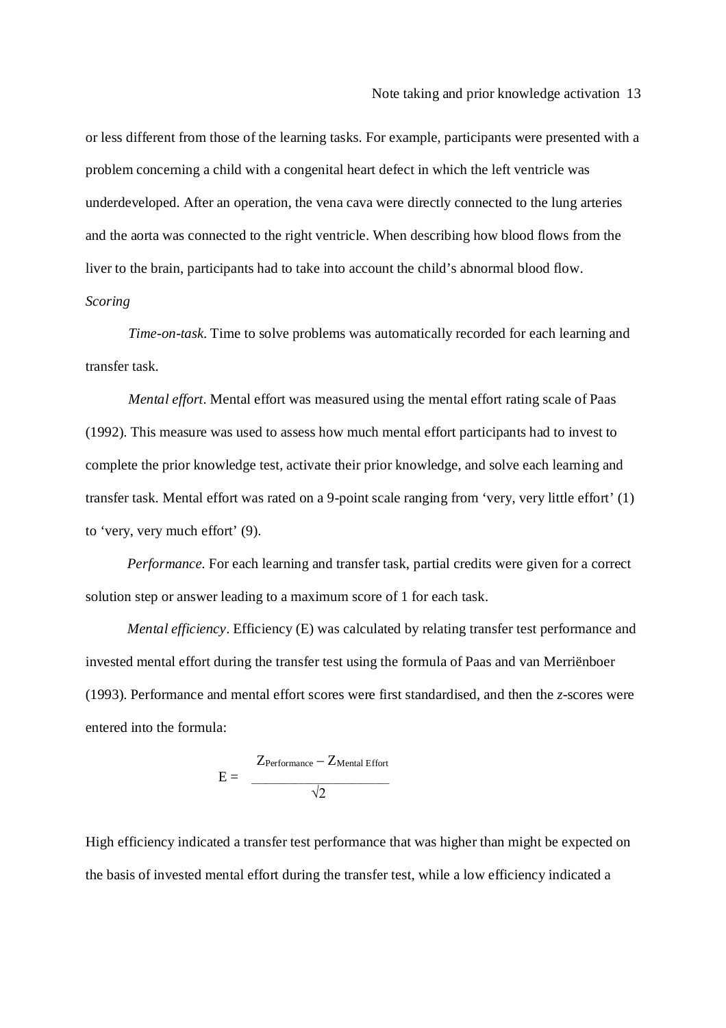or less different from those of the learning tasks. For example, participants were presented with a problem concerning a child with a congenital heart defect in which the left ventricle was underdeveloped. After an operation, the vena cava were directly connected to the lung arteries and the aorta was connected to the right ventricle. When describing how blood flows from the liver to the brain, participants had to take into account the child's abnormal blood flow.

*Scoring*

*Time-on-task*. Time to solve problems was automatically recorded for each learning and transfer task.

*Mental effort*. Mental effort was measured using the mental effort rating scale of Paas (1992). This measure was used to assess how much mental effort participants had to invest to complete the prior knowledge test, activate their prior knowledge, and solve each learning and transfer task. Mental effort was rated on a 9-point scale ranging from 'very, very little effort' (1) to 'very, very much effort' (9).

*Performance.* For each learning and transfer task, partial credits were given for a correct solution step or answer leading to a maximum score of 1 for each task.

*Mental efficiency*. Efficiency (E) was calculated by relating transfer test performance and invested mental effort during the transfer test using the formula of Paas and van Merriënboer (1993). Performance and mental effort scores were first standardised, and then the *z*-scores were entered into the formula:

$$E = \frac{Z_{\text{Performance}} - Z_{\text{Mental Effort}}}{\sqrt{2}}$$

High efficiency indicated a transfer test performance that was higher than might be expected on the basis of invested mental effort during the transfer test, while a low efficiency indicated a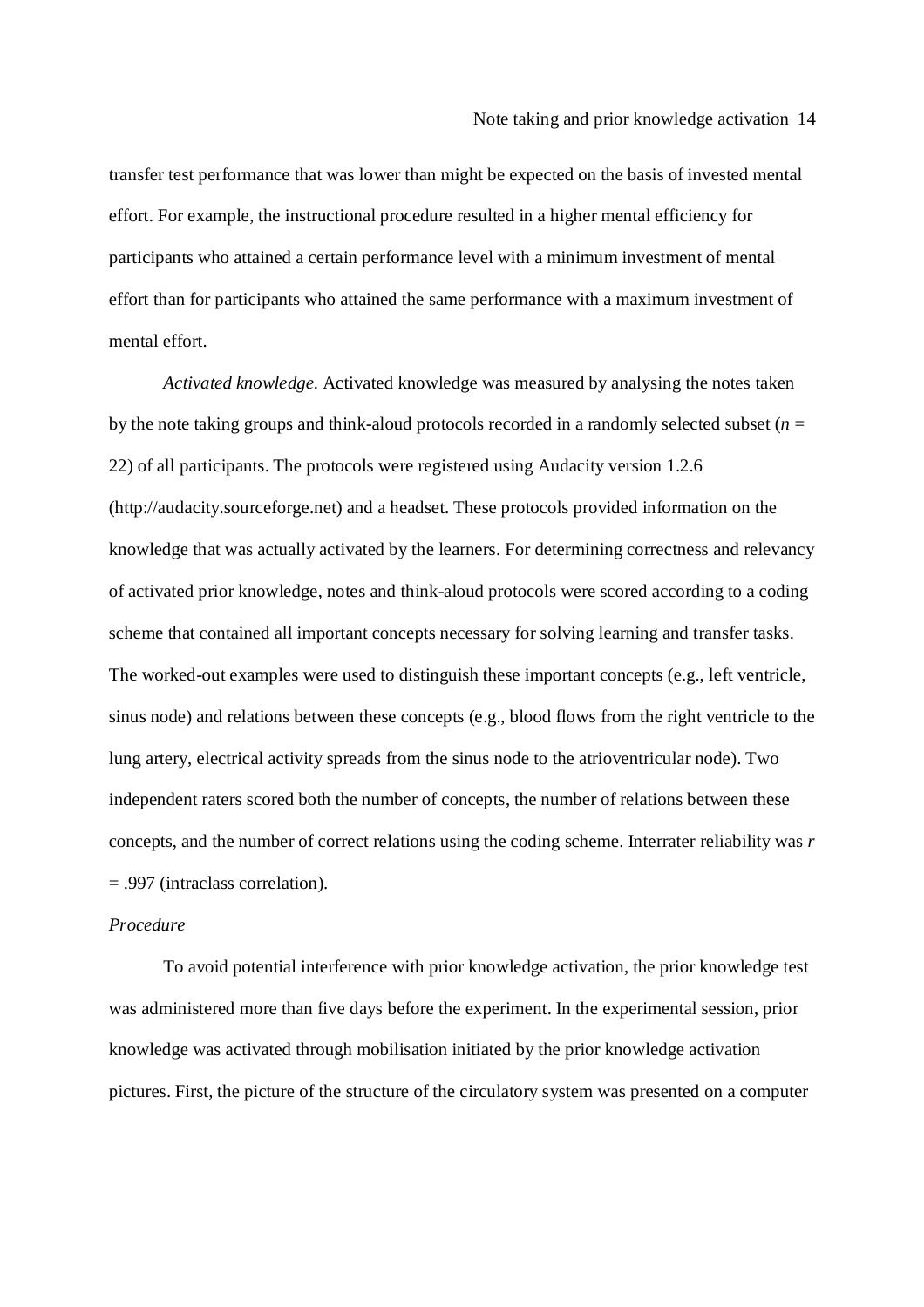transfer test performance that was lower than might be expected on the basis of invested mental effort. For example, the instructional procedure resulted in a higher mental efficiency for participants who attained a certain performance level with a minimum investment of mental effort than for participants who attained the same performance with a maximum investment of mental effort.

*Activated knowledge.* Activated knowledge was measured by analysing the notes taken by the note taking groups and think-aloud protocols recorded in a randomly selected subset ($n$ = 22) of all participants. The protocols were registered using Audacity version 1.2.6 (http://audacity.sourceforge.net) and a headset. These protocols provided information on the knowledge that was actually activated by the learners. For determining correctness and relevancy of activated prior knowledge, notes and think-aloud protocols were scored according to a coding scheme that contained all important concepts necessary for solving learning and transfer tasks. The worked-out examples were used to distinguish these important concepts (e.g., left ventricle, sinus node) and relations between these concepts (e.g., blood flows from the right ventricle to the lung artery, electrical activity spreads from the sinus node to the atrioventricular node). Two independent raters scored both the number of concepts, the number of relations between these concepts, and the number of correct relations using the coding scheme. Interrater reliability was $r$ = .997 (intraclass correlation).

*Procedure*

To avoid potential interference with prior knowledge activation, the prior knowledge test was administered more than five days before the experiment. In the experimental session, prior knowledge was activated through mobilisation initiated by the prior knowledge activation pictures. First, the picture of the structure of the circulatory system was presented on a computer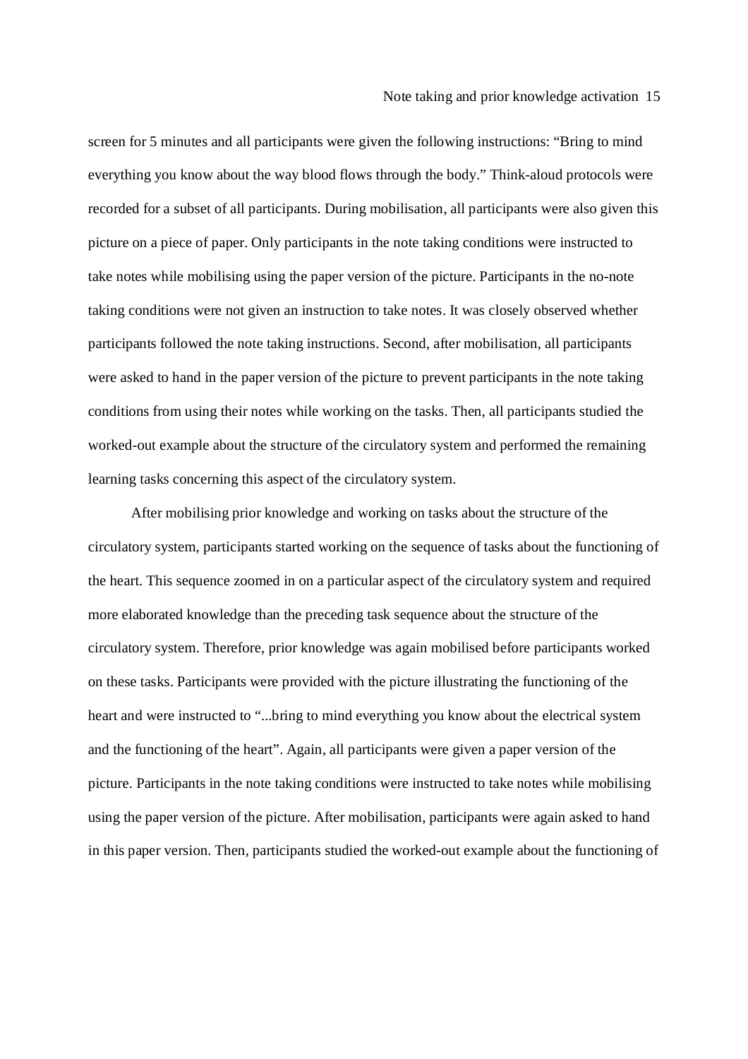screen for 5 minutes and all participants were given the following instructions: “Bring to mind everything you know about the way blood flows through the body.” Think-aloud protocols were recorded for a subset of all participants. During mobilisation, all participants were also given this picture on a piece of paper. Only participants in the note taking conditions were instructed to take notes while mobilising using the paper version of the picture. Participants in the no-note taking conditions were not given an instruction to take notes. It was closely observed whether participants followed the note taking instructions. Second, after mobilisation, all participants were asked to hand in the paper version of the picture to prevent participants in the note taking conditions from using their notes while working on the tasks. Then, all participants studied the worked-out example about the structure of the circulatory system and performed the remaining learning tasks concerning this aspect of the circulatory system.

After mobilising prior knowledge and working on tasks about the structure of the circulatory system, participants started working on the sequence of tasks about the functioning of the heart. This sequence zoomed in on a particular aspect of the circulatory system and required more elaborated knowledge than the preceding task sequence about the structure of the circulatory system. Therefore, prior knowledge was again mobilised before participants worked on these tasks. Participants were provided with the picture illustrating the functioning of the heart and were instructed to “...bring to mind everything you know about the electrical system and the functioning of the heart”. Again, all participants were given a paper version of the picture. Participants in the note taking conditions were instructed to take notes while mobilising using the paper version of the picture. After mobilisation, participants were again asked to hand in this paper version. Then, participants studied the worked-out example about the functioning of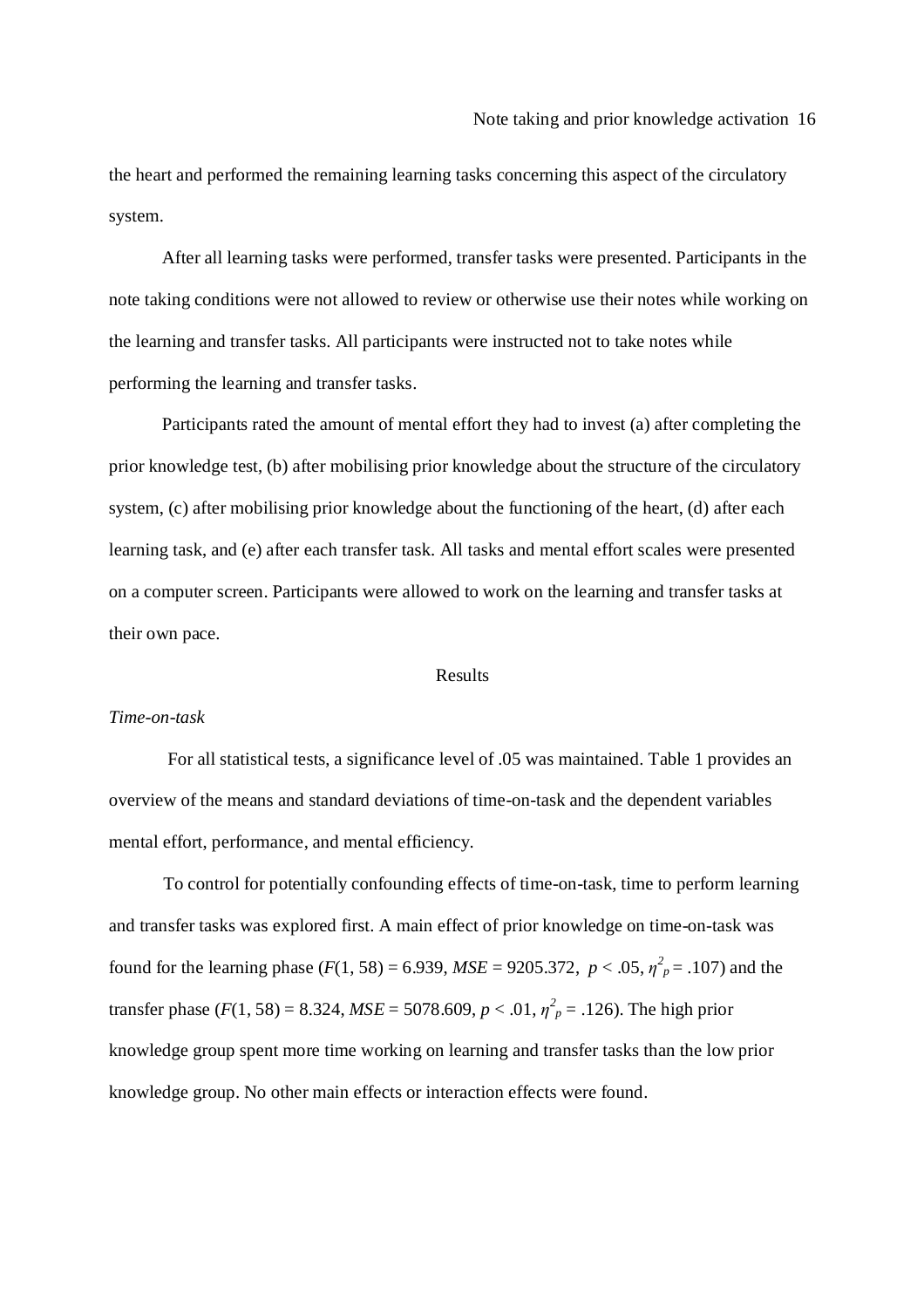the heart and performed the remaining learning tasks concerning this aspect of the circulatory system.

After all learning tasks were performed, transfer tasks were presented. Participants in the note taking conditions were not allowed to review or otherwise use their notes while working on the learning and transfer tasks. All participants were instructed not to take notes while performing the learning and transfer tasks.

Participants rated the amount of mental effort they had to invest (a) after completing the prior knowledge test, (b) after mobilising prior knowledge about the structure of the circulatory system, (c) after mobilising prior knowledge about the functioning of the heart, (d) after each learning task, and (e) after each transfer task. All tasks and mental effort scales were presented on a computer screen. Participants were allowed to work on the learning and transfer tasks at their own pace.

## Results

### *Time-on-task*

For all statistical tests, a significance level of .05 was maintained. Table 1 provides an overview of the means and standard deviations of time-on-task and the dependent variables mental effort, performance, and mental efficiency.

To control for potentially confounding effects of time-on-task, time to perform learning and transfer tasks was explored first. A main effect of prior knowledge on time-on-task was found for the learning phase ($F(1, 58) = 6.939$, $MSE = 9205.372$, $p < .05$, $\eta^2_p = .107$) and the transfer phase ($F(1, 58) = 8.324$, $MSE = 5078.609$, $p < .01$, $\eta^2_p = .126$). The high prior knowledge group spent more time working on learning and transfer tasks than the low prior knowledge group. No other main effects or interaction effects were found.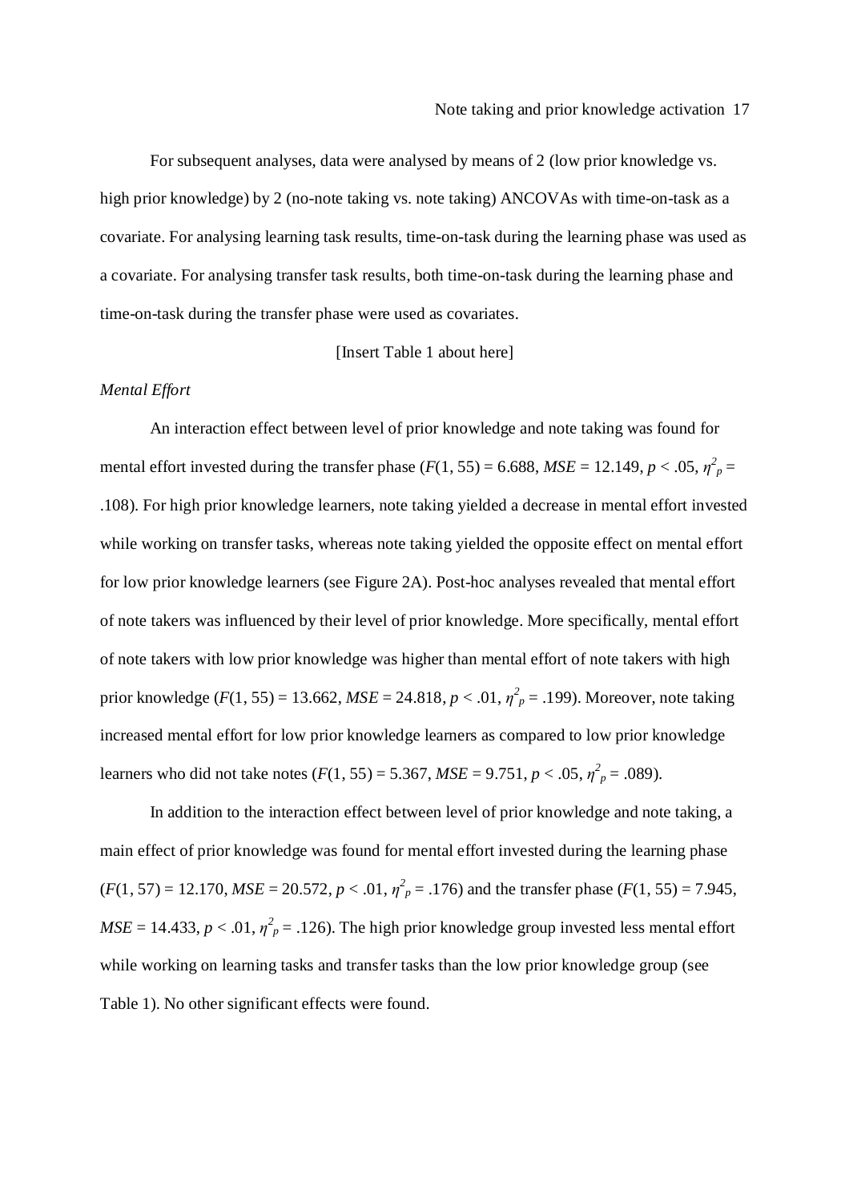For subsequent analyses, data were analysed by means of 2 (low prior knowledge vs. high prior knowledge) by 2 (no-note taking vs. note taking) ANCOVAs with time-on-task as a covariate. For analysing learning task results, time-on-task during the learning phase was used as a covariate. For analysing transfer task results, both time-on-task during the learning phase and time-on-task during the transfer phase were used as covariates.

[Insert Table 1 about here]

*Mental Effort*

An interaction effect between level of prior knowledge and note taking was found for mental effort invested during the transfer phase ($F(1, 55) = 6.688$, $MSE = 12.149$, $p < .05$, $\eta^2_p = .108$). For high prior knowledge learners, note taking yielded a decrease in mental effort invested while working on transfer tasks, whereas note taking yielded the opposite effect on mental effort for low prior knowledge learners (see Figure 2A). Post-hoc analyses revealed that mental effort of note takers was influenced by their level of prior knowledge. More specifically, mental effort of note takers with low prior knowledge was higher than mental effort of note takers with high prior knowledge ($F(1, 55) = 13.662$, $MSE = 24.818$, $p < .01$, $\eta^2_p = .199$). Moreover, note taking increased mental effort for low prior knowledge learners as compared to low prior knowledge learners who did not take notes ($F(1, 55) = 5.367$, $MSE = 9.751$, $p < .05$, $\eta^2_p = .089$).

In addition to the interaction effect between level of prior knowledge and note taking, a main effect of prior knowledge was found for mental effort invested during the learning phase ($F(1, 57) = 12.170$, $MSE = 20.572$, $p < .01$, $\eta^2_p = .176$) and the transfer phase ($F(1, 55) = 7.945$, $MSE = 14.433$, $p < .01$, $\eta^2_p = .126$). The high prior knowledge group invested less mental effort while working on learning tasks and transfer tasks than the low prior knowledge group (see Table 1). No other significant effects were found.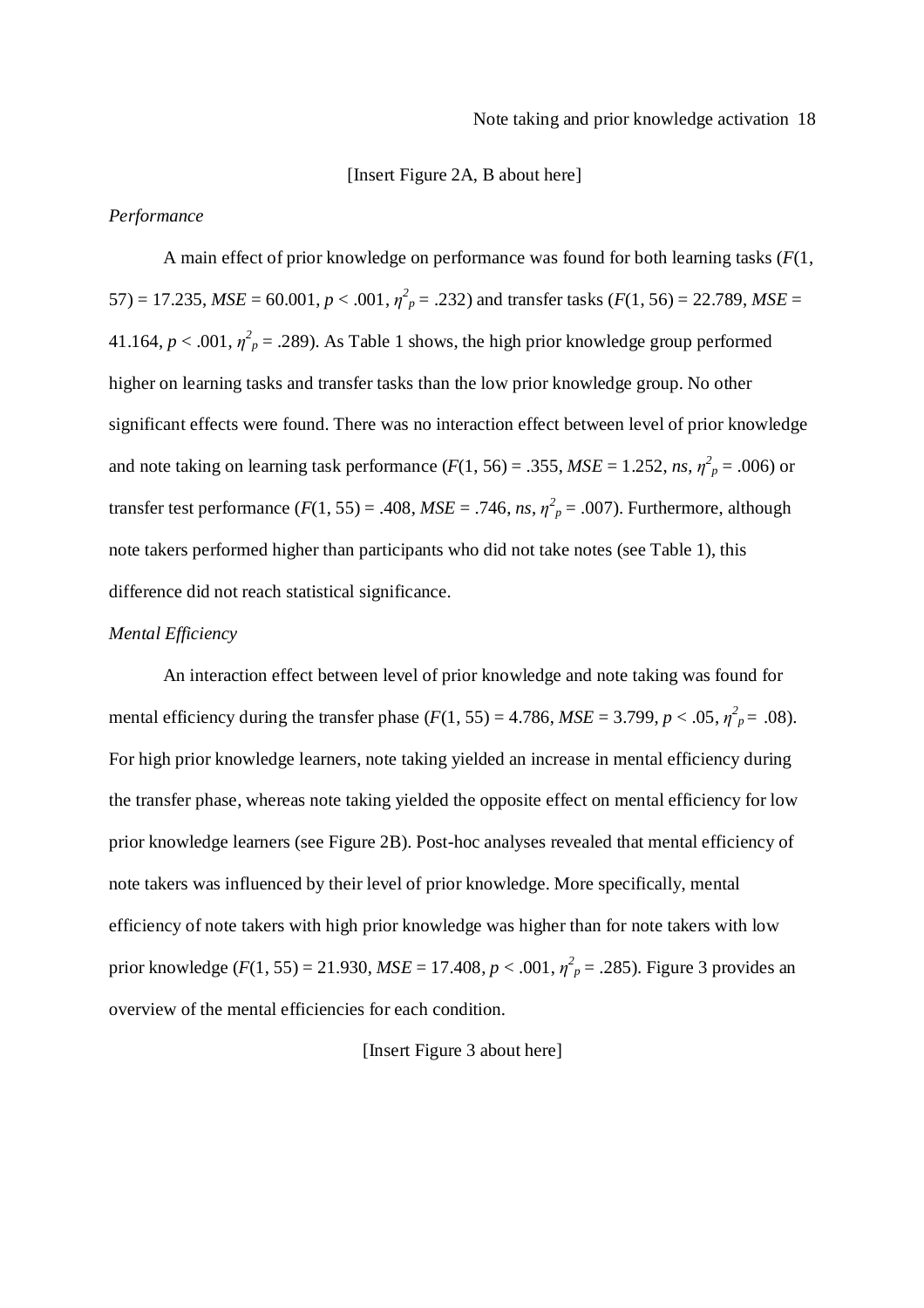[Insert Figure 2A, B about here]

*Performance*

A main effect of prior knowledge on performance was found for both learning tasks ($F(1, 57) = 17.235$, $MSE = 60.001$, $p < .001$, $\eta^2_p = .232$) and transfer tasks ($F(1, 56) = 22.789$, $MSE = 41.164$, $p < .001$, $\eta^2_p = .289$). As Table 1 shows, the high prior knowledge group performed higher on learning tasks and transfer tasks than the low prior knowledge group. No other significant effects were found. There was no interaction effect between level of prior knowledge and note taking on learning task performance ($F(1, 56) = .355$, $MSE = 1.252$, *ns*, $\eta^2_p = .006$) or transfer test performance ($F(1, 55) = .408$, $MSE = .746$, *ns*, $\eta^2_p = .007$). Furthermore, although note takers performed higher than participants who did not take notes (see Table 1), this difference did not reach statistical significance.

*Mental Efficiency*

An interaction effect between level of prior knowledge and note taking was found for mental efficiency during the transfer phase ($F(1, 55) = 4.786$, $MSE = 3.799$, $p < .05$, $\eta^2_p = .08$). For high prior knowledge learners, note taking yielded an increase in mental efficiency during the transfer phase, whereas note taking yielded the opposite effect on mental efficiency for low prior knowledge learners (see Figure 2B). Post-hoc analyses revealed that mental efficiency of note takers was influenced by their level of prior knowledge. More specifically, mental efficiency of note takers with high prior knowledge was higher than for note takers with low prior knowledge ($F(1, 55) = 21.930$, $MSE = 17.408$, $p < .001$, $\eta^2_p = .285$). Figure 3 provides an overview of the mental efficiencies for each condition.

[Insert Figure 3 about here]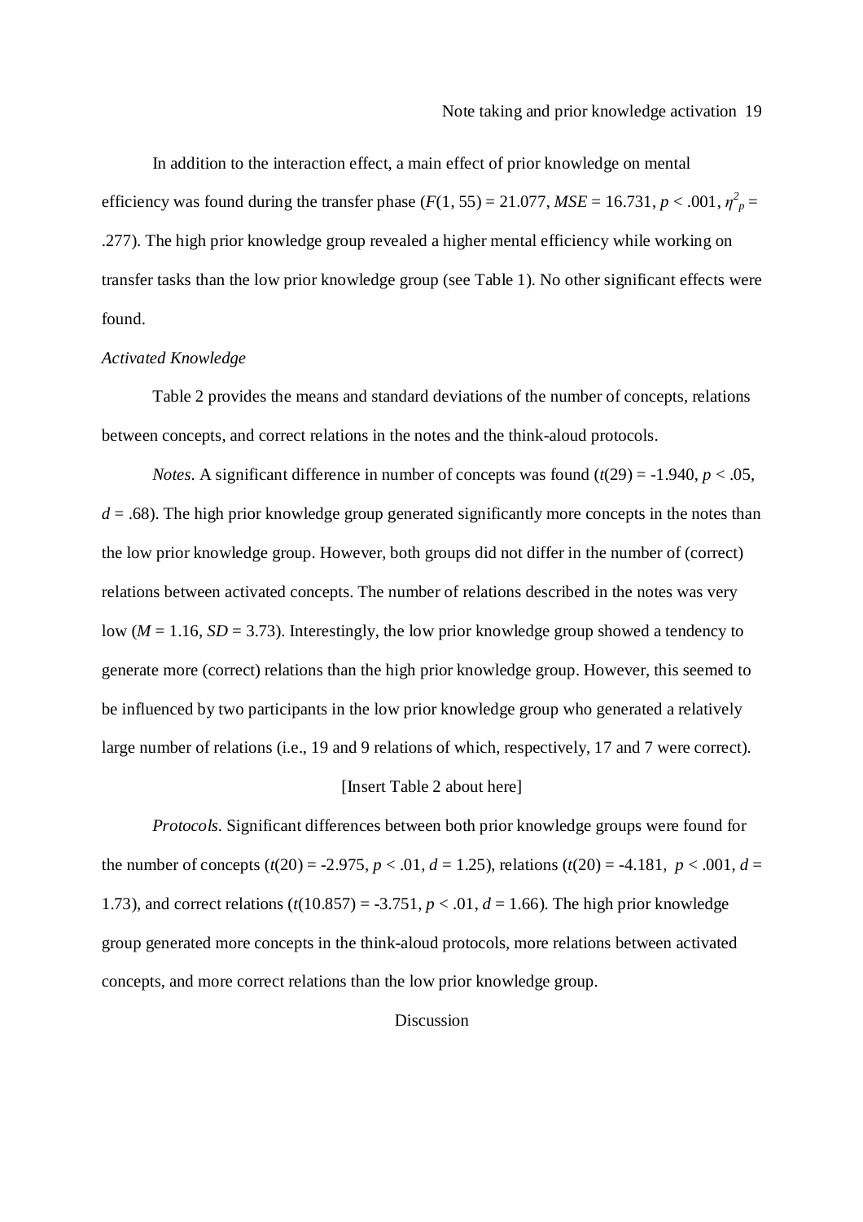In addition to the interaction effect, a main effect of prior knowledge on mental efficiency was found during the transfer phase ($F(1, 55) = 21.077$, $MSE = 16.731$, $p < .001$, $\eta^2_p = .277$). The high prior knowledge group revealed a higher mental efficiency while working on transfer tasks than the low prior knowledge group (see Table 1). No other significant effects were found.

*Activated Knowledge*

Table 2 provides the means and standard deviations of the number of concepts, relations between concepts, and correct relations in the notes and the think-aloud protocols.

*Notes.* A significant difference in number of concepts was found ($t(29) = -1.940$, $p < .05$, $d = .68$). The high prior knowledge group generated significantly more concepts in the notes than the low prior knowledge group. However, both groups did not differ in the number of (correct) relations between activated concepts. The number of relations described in the notes was very low ($M = 1.16$, $SD = 3.73$). Interestingly, the low prior knowledge group showed a tendency to generate more (correct) relations than the high prior knowledge group. However, this seemed to be influenced by two participants in the low prior knowledge group who generated a relatively large number of relations (i.e., 19 and 9 relations of which, respectively, 17 and 7 were correct).

[Insert Table 2 about here]

*Protocols.* Significant differences between both prior knowledge groups were found for the number of concepts ($t(20) = -2.975$, $p < .01$, $d = 1.25$), relations ($t(20) = -4.181$, $p < .001$, $d = 1.73$), and correct relations ($t(10.857) = -3.751$, $p < .01$, $d = 1.66$). The high prior knowledge group generated more concepts in the think-aloud protocols, more relations between activated concepts, and more correct relations than the low prior knowledge group.

# Discussion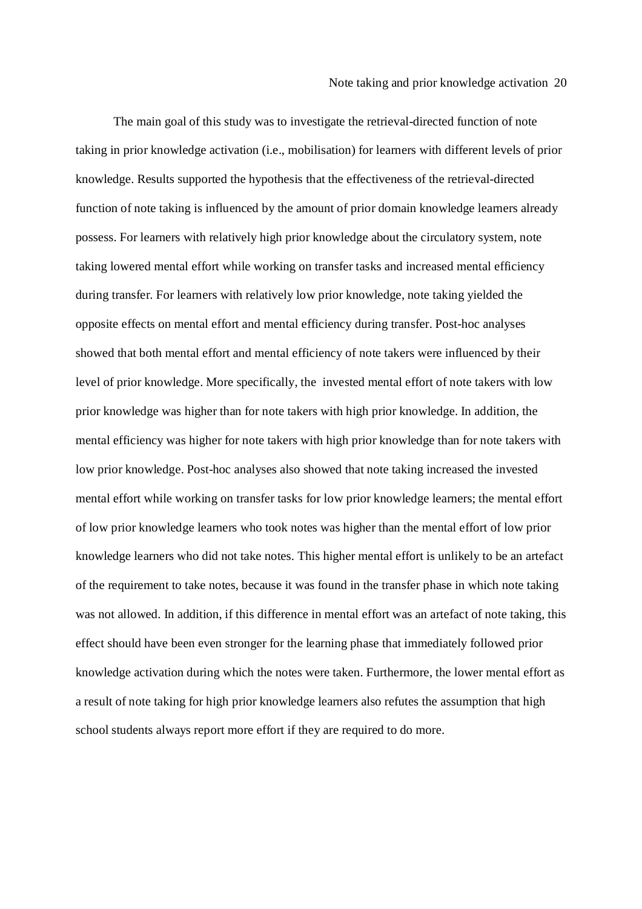The main goal of this study was to investigate the retrieval-directed function of note taking in prior knowledge activation (i.e., mobilisation) for learners with different levels of prior knowledge. Results supported the hypothesis that the effectiveness of the retrieval-directed function of note taking is influenced by the amount of prior domain knowledge learners already possess. For learners with relatively high prior knowledge about the circulatory system, note taking lowered mental effort while working on transfer tasks and increased mental efficiency during transfer. For learners with relatively low prior knowledge, note taking yielded the opposite effects on mental effort and mental efficiency during transfer. Post-hoc analyses showed that both mental effort and mental efficiency of note takers were influenced by their level of prior knowledge. More specifically, the invested mental effort of note takers with low prior knowledge was higher than for note takers with high prior knowledge. In addition, the mental efficiency was higher for note takers with high prior knowledge than for note takers with low prior knowledge. Post-hoc analyses also showed that note taking increased the invested mental effort while working on transfer tasks for low prior knowledge learners; the mental effort of low prior knowledge learners who took notes was higher than the mental effort of low prior knowledge learners who did not take notes. This higher mental effort is unlikely to be an artefact of the requirement to take notes, because it was found in the transfer phase in which note taking was not allowed. In addition, if this difference in mental effort was an artefact of note taking, this effect should have been even stronger for the learning phase that immediately followed prior knowledge activation during which the notes were taken. Furthermore, the lower mental effort as a result of note taking for high prior knowledge learners also refutes the assumption that high school students always report more effort if they are required to do more.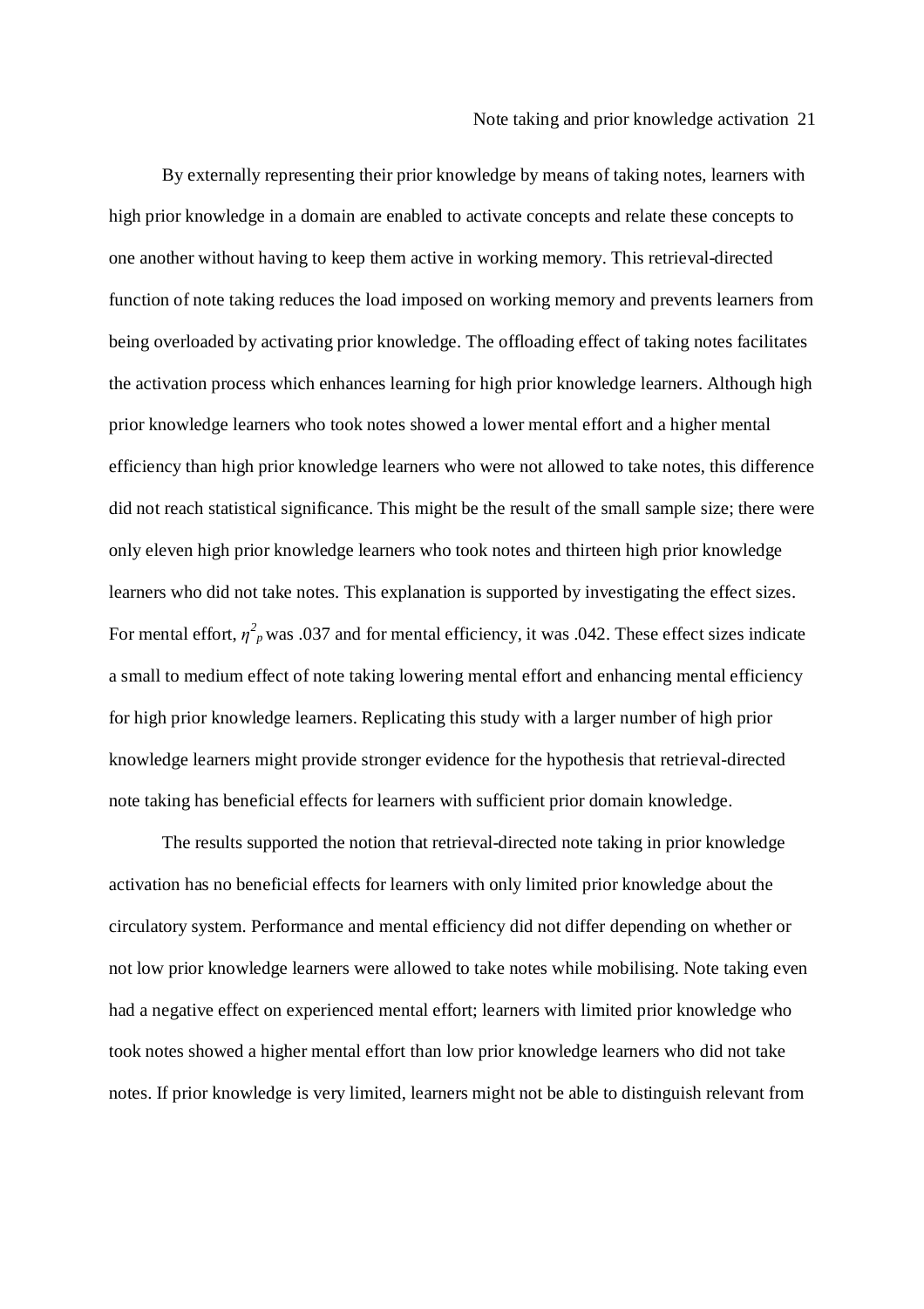By externally representing their prior knowledge by means of taking notes, learners with high prior knowledge in a domain are enabled to activate concepts and relate these concepts to one another without having to keep them active in working memory. This retrieval-directed function of note taking reduces the load imposed on working memory and prevents learners from being overloaded by activating prior knowledge. The offloading effect of taking notes facilitates the activation process which enhances learning for high prior knowledge learners. Although high prior knowledge learners who took notes showed a lower mental effort and a higher mental efficiency than high prior knowledge learners who were not allowed to take notes, this difference did not reach statistical significance. This might be the result of the small sample size; there were only eleven high prior knowledge learners who took notes and thirteen high prior knowledge learners who did not take notes. This explanation is supported by investigating the effect sizes. For mental effort, $\eta^2_p$ was .037 and for mental efficiency, it was .042. These effect sizes indicate a small to medium effect of note taking lowering mental effort and enhancing mental efficiency for high prior knowledge learners. Replicating this study with a larger number of high prior knowledge learners might provide stronger evidence for the hypothesis that retrieval-directed note taking has beneficial effects for learners with sufficient prior domain knowledge.

The results supported the notion that retrieval-directed note taking in prior knowledge activation has no beneficial effects for learners with only limited prior knowledge about the circulatory system. Performance and mental efficiency did not differ depending on whether or not low prior knowledge learners were allowed to take notes while mobilising. Note taking even had a negative effect on experienced mental effort; learners with limited prior knowledge who took notes showed a higher mental effort than low prior knowledge learners who did not take notes. If prior knowledge is very limited, learners might not be able to distinguish relevant from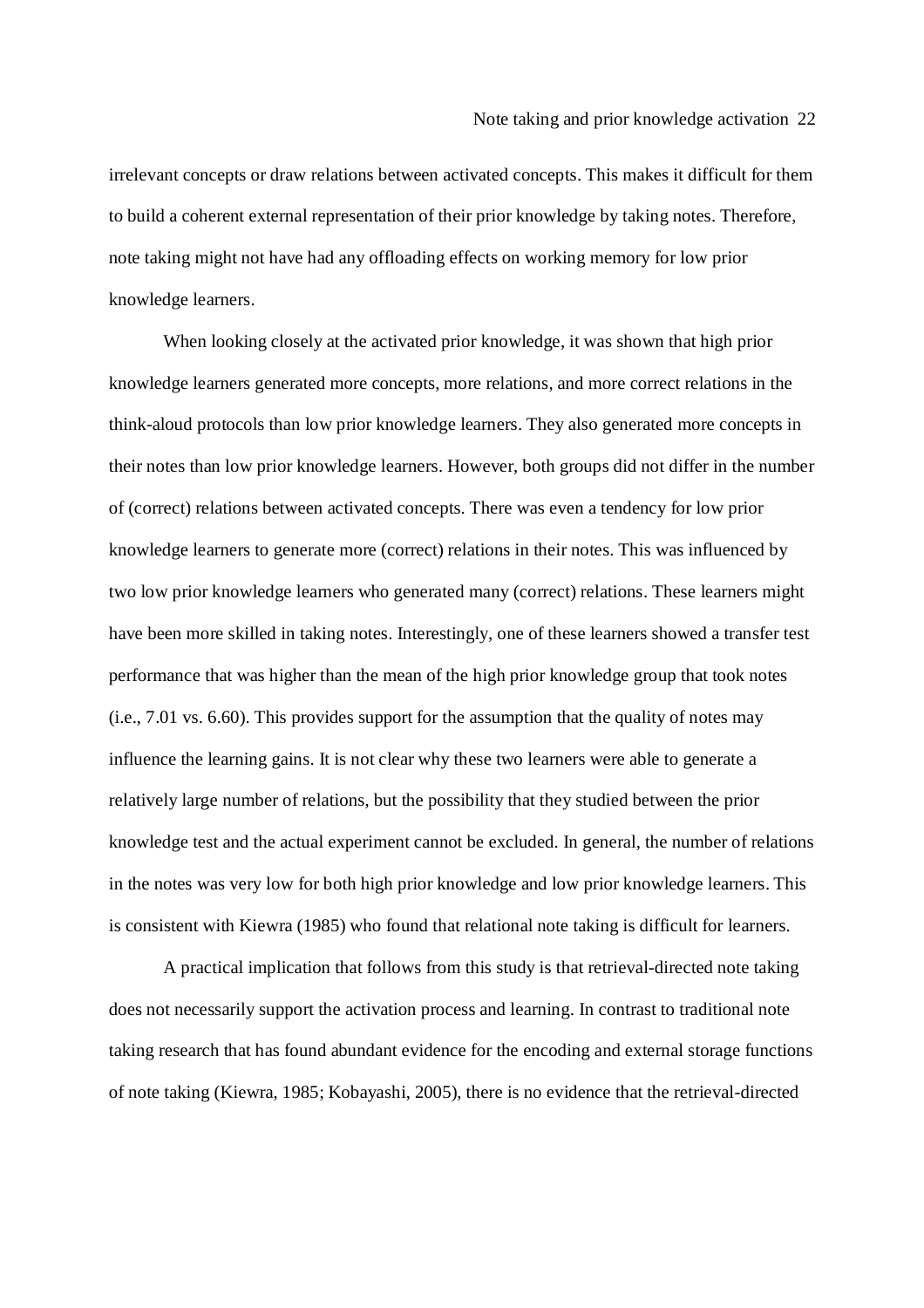irrelevant concepts or draw relations between activated concepts. This makes it difficult for them to build a coherent external representation of their prior knowledge by taking notes. Therefore, note taking might not have had any offloading effects on working memory for low prior knowledge learners.

When looking closely at the activated prior knowledge, it was shown that high prior knowledge learners generated more concepts, more relations, and more correct relations in the think-aloud protocols than low prior knowledge learners. They also generated more concepts in their notes than low prior knowledge learners. However, both groups did not differ in the number of (correct) relations between activated concepts. There was even a tendency for low prior knowledge learners to generate more (correct) relations in their notes. This was influenced by two low prior knowledge learners who generated many (correct) relations. These learners might have been more skilled in taking notes. Interestingly, one of these learners showed a transfer test performance that was higher than the mean of the high prior knowledge group that took notes (i.e., 7.01 vs. 6.60). This provides support for the assumption that the quality of notes may influence the learning gains. It is not clear why these two learners were able to generate a relatively large number of relations, but the possibility that they studied between the prior knowledge test and the actual experiment cannot be excluded. In general, the number of relations in the notes was very low for both high prior knowledge and low prior knowledge learners. This is consistent with Kiewra (1985) who found that relational note taking is difficult for learners.

A practical implication that follows from this study is that retrieval-directed note taking does not necessarily support the activation process and learning. In contrast to traditional note taking research that has found abundant evidence for the encoding and external storage functions of note taking (Kiewra, 1985; Kobayashi, 2005), there is no evidence that the retrieval-directed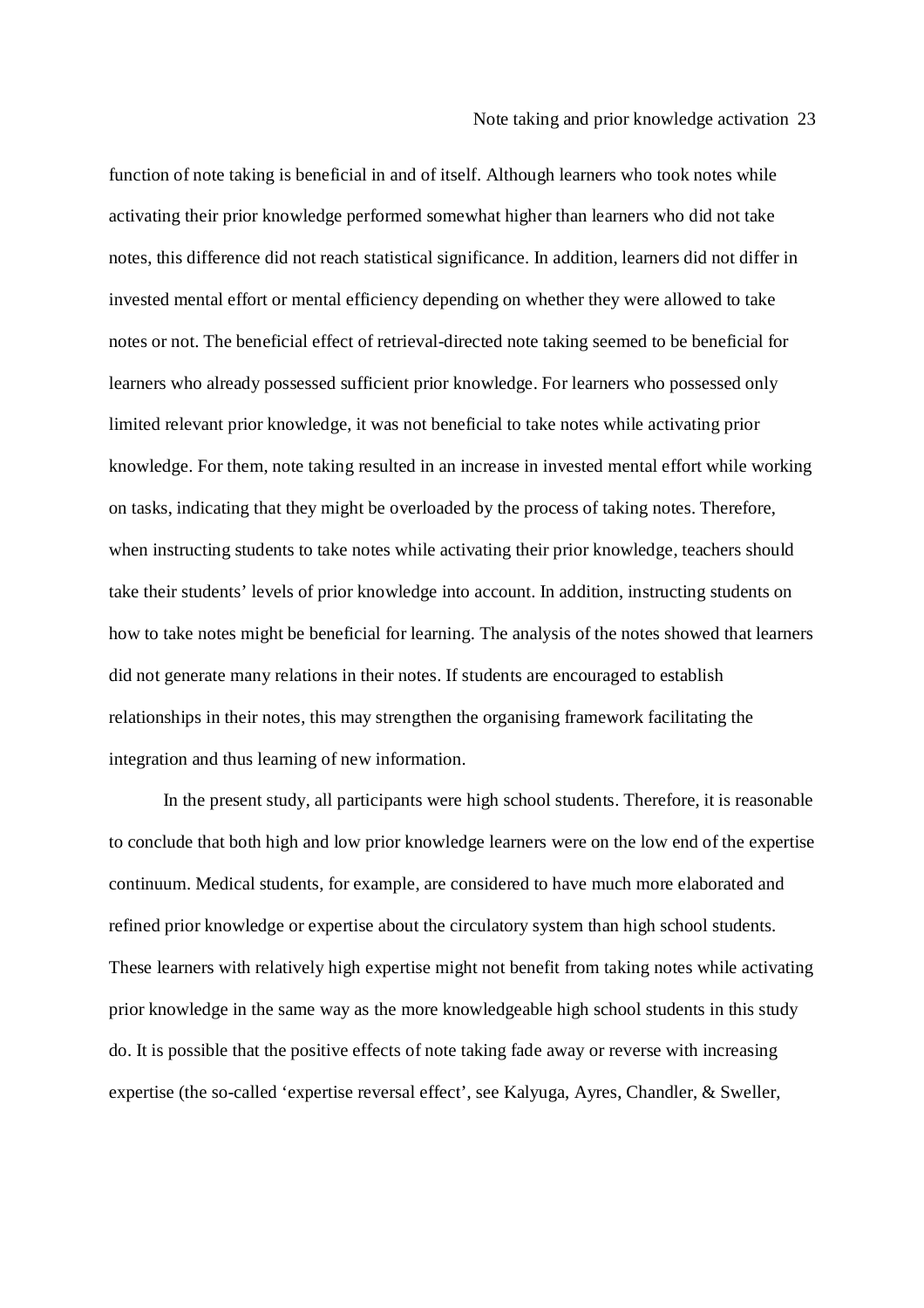function of note taking is beneficial in and of itself. Although learners who took notes while activating their prior knowledge performed somewhat higher than learners who did not take notes, this difference did not reach statistical significance. In addition, learners did not differ in invested mental effort or mental efficiency depending on whether they were allowed to take notes or not. The beneficial effect of retrieval-directed note taking seemed to be beneficial for learners who already possessed sufficient prior knowledge. For learners who possessed only limited relevant prior knowledge, it was not beneficial to take notes while activating prior knowledge. For them, note taking resulted in an increase in invested mental effort while working on tasks, indicating that they might be overloaded by the process of taking notes. Therefore, when instructing students to take notes while activating their prior knowledge, teachers should take their students' levels of prior knowledge into account. In addition, instructing students on how to take notes might be beneficial for learning. The analysis of the notes showed that learners did not generate many relations in their notes. If students are encouraged to establish relationships in their notes, this may strengthen the organising framework facilitating the integration and thus learning of new information.

In the present study, all participants were high school students. Therefore, it is reasonable to conclude that both high and low prior knowledge learners were on the low end of the expertise continuum. Medical students, for example, are considered to have much more elaborated and refined prior knowledge or expertise about the circulatory system than high school students. These learners with relatively high expertise might not benefit from taking notes while activating prior knowledge in the same way as the more knowledgeable high school students in this study do. It is possible that the positive effects of note taking fade away or reverse with increasing expertise (the so-called 'expertise reversal effect', see Kalyuga, Ayres, Chandler, & Sweller,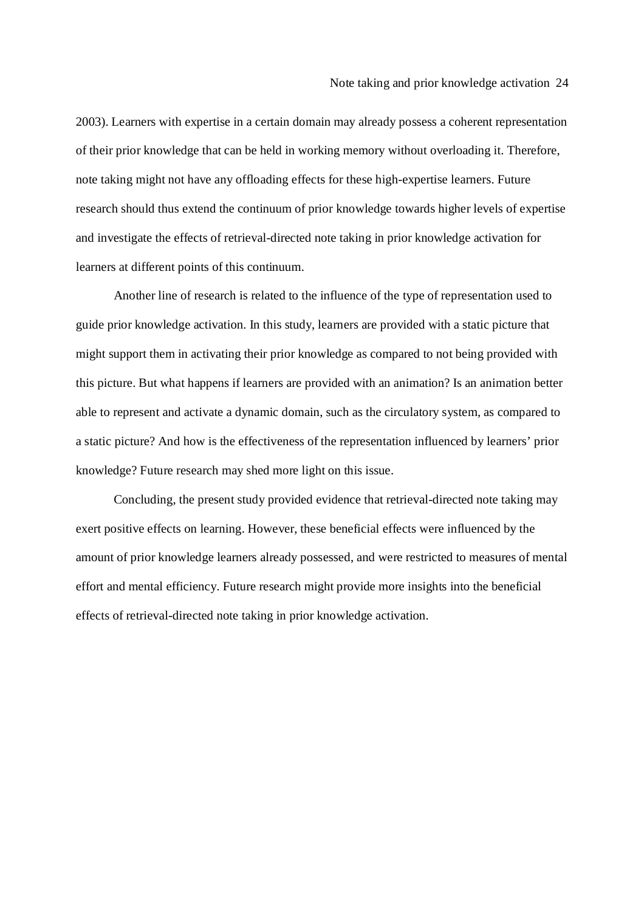2003). Learners with expertise in a certain domain may already possess a coherent representation of their prior knowledge that can be held in working memory without overloading it. Therefore, note taking might not have any offloading effects for these high-expertise learners. Future research should thus extend the continuum of prior knowledge towards higher levels of expertise and investigate the effects of retrieval-directed note taking in prior knowledge activation for learners at different points of this continuum.

Another line of research is related to the influence of the type of representation used to guide prior knowledge activation. In this study, learners are provided with a static picture that might support them in activating their prior knowledge as compared to not being provided with this picture. But what happens if learners are provided with an animation? Is an animation better able to represent and activate a dynamic domain, such as the circulatory system, as compared to a static picture? And how is the effectiveness of the representation influenced by learners' prior knowledge? Future research may shed more light on this issue.

Concluding, the present study provided evidence that retrieval-directed note taking may exert positive effects on learning. However, these beneficial effects were influenced by the amount of prior knowledge learners already possessed, and were restricted to measures of mental effort and mental efficiency. Future research might provide more insights into the beneficial effects of retrieval-directed note taking in prior knowledge activation.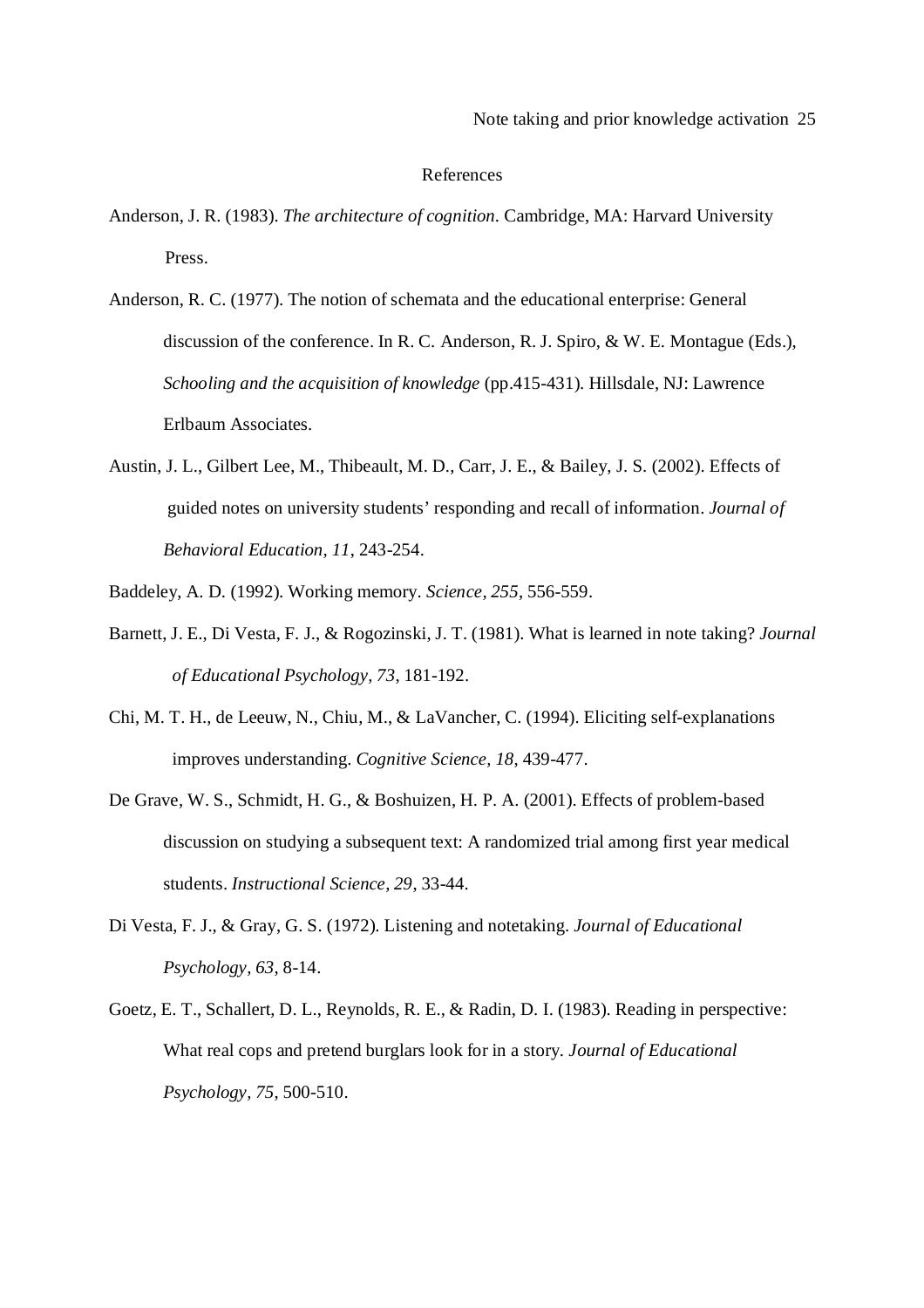# References

Anderson, J. R. (1983). *The architecture of cognition*. Cambridge, MA: Harvard University Press.

Anderson, R. C. (1977). The notion of schemata and the educational enterprise: General discussion of the conference. In R. C. Anderson, R. J. Spiro, & W. E. Montague (Eds.), *Schooling and the acquisition of knowledge* (pp.415-431). Hillsdale, NJ: Lawrence Erlbaum Associates.

Austin, J. L., Gilbert Lee, M., Thibeault, M. D., Carr, J. E., & Bailey, J. S. (2002). Effects of guided notes on university students' responding and recall of information. *Journal of Behavioral Education, 11*, 243-254.

Baddeley, A. D. (1992). Working memory. *Science, 255*, 556-559.

Barnett, J. E., Di Vesta, F. J., & Rogozinski, J. T. (1981). What is learned in note taking? *Journal of Educational Psychology, 73*, 181-192.

Chi, M. T. H., de Leeuw, N., Chiu, M., & LaVancher, C. (1994). Eliciting self-explanations improves understanding. *Cognitive Science, 18*, 439-477.

De Grave, W. S., Schmidt, H. G., & Boshuizen, H. P. A. (2001). Effects of problem-based discussion on studying a subsequent text: A randomized trial among first year medical students. *Instructional Science, 29*, 33-44.

Di Vesta, F. J., & Gray, G. S. (1972). Listening and notetaking. *Journal of Educational Psychology, 63*, 8-14.

Goetz, E. T., Schallert, D. L., Reynolds, R. E., & Radin, D. I. (1983). Reading in perspective: What real cops and pretend burglars look for in a story. *Journal of Educational Psychology, 75*, 500-510.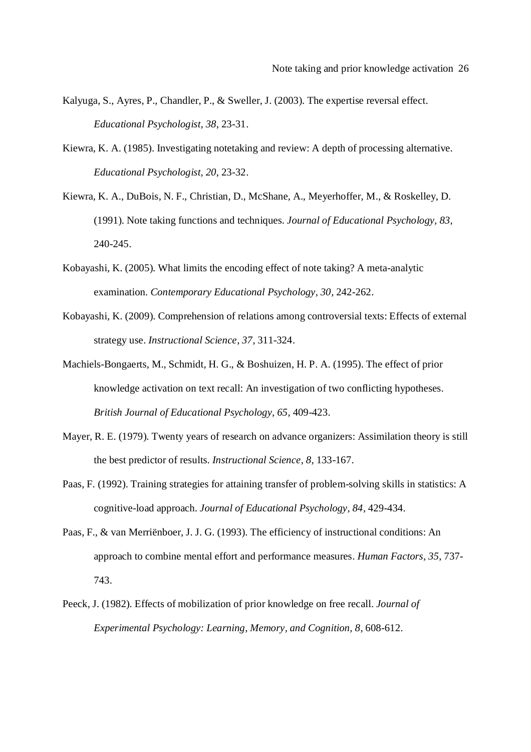Kalyuga, S., Ayres, P., Chandler, P., & Sweller, J. (2003). The expertise reversal effect. *Educational Psychologist, 38*, 23-31.

Kiewra, K. A. (1985). Investigating notetaking and review: A depth of processing alternative. *Educational Psychologist, 20*, 23-32.

Kiewra, K. A., DuBois, N. F., Christian, D., McShane, A., Meyerhoffer, M., & Roskelley, D. (1991). Note taking functions and techniques. *Journal of Educational Psychology, 83*, 240-245.

Kobayashi, K. (2005). What limits the encoding effect of note taking? A meta-analytic examination. *Contemporary Educational Psychology, 30*, 242-262.

Kobayashi, K. (2009). Comprehension of relations among controversial texts: Effects of external strategy use. *Instructional Science, 37*, 311-324.

Machiels-Bongaerts, M., Schmidt, H. G., & Boshuizen, H. P. A. (1995). The effect of prior knowledge activation on text recall: An investigation of two conflicting hypotheses. *British Journal of Educational Psychology, 65*, 409-423.

Mayer, R. E. (1979). Twenty years of research on advance organizers: Assimilation theory is still the best predictor of results. *Instructional Science, 8*, 133-167.

Paas, F. (1992). Training strategies for attaining transfer of problem-solving skills in statistics: A cognitive-load approach. *Journal of Educational Psychology, 84*, 429-434.

Paas, F., & van Merriënboer, J. J. G. (1993). The efficiency of instructional conditions: An approach to combine mental effort and performance measures. *Human Factors, 35*, 737-743.

Peeck, J. (1982). Effects of mobilization of prior knowledge on free recall. *Journal of Experimental Psychology: Learning, Memory, and Cognition, 8*, 608-612.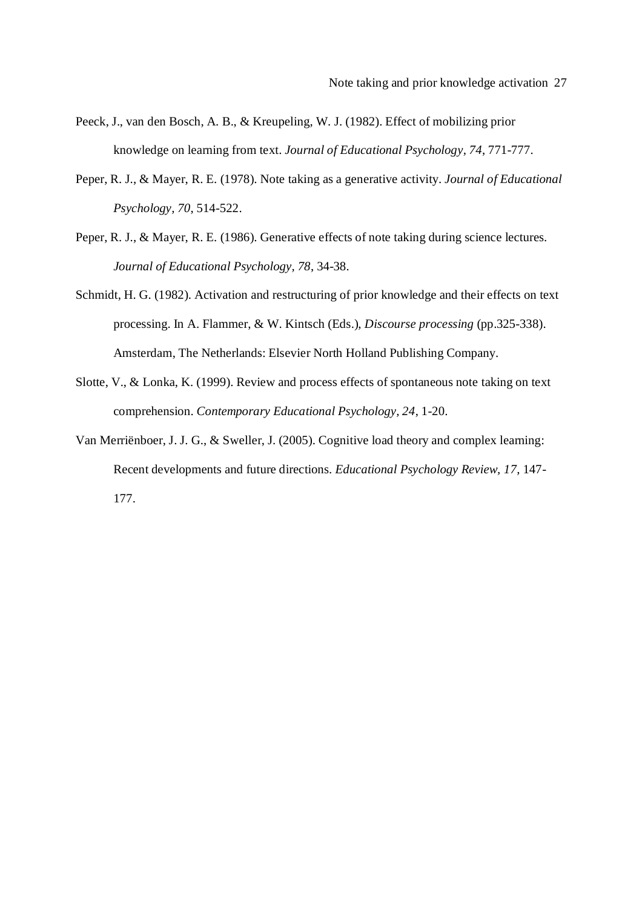Peeck, J., van den Bosch, A. B., & Kreupeling, W. J. (1982). Effect of mobilizing prior knowledge on learning from text. *Journal of Educational Psychology*, *74*, 771-777.

Peper, R. J., & Mayer, R. E. (1978). Note taking as a generative activity. *Journal of Educational Psychology, 70*, 514-522.

Peper, R. J., & Mayer, R. E. (1986). Generative effects of note taking during science lectures. *Journal of Educational Psychology*, *78*, 34-38.

Schmidt, H. G. (1982). Activation and restructuring of prior knowledge and their effects on text processing. In A. Flammer, & W. Kintsch (Eds.), *Discourse processing* (pp.325-338). Amsterdam, The Netherlands: Elsevier North Holland Publishing Company.

Slotte, V., & Lonka, K. (1999). Review and process effects of spontaneous note taking on text comprehension. *Contemporary Educational Psychology, 24*, 1-20.

Van Merriënboer, J. J. G., & Sweller, J. (2005). Cognitive load theory and complex learning: Recent developments and future directions. *Educational Psychology Review, 17*, 147-177.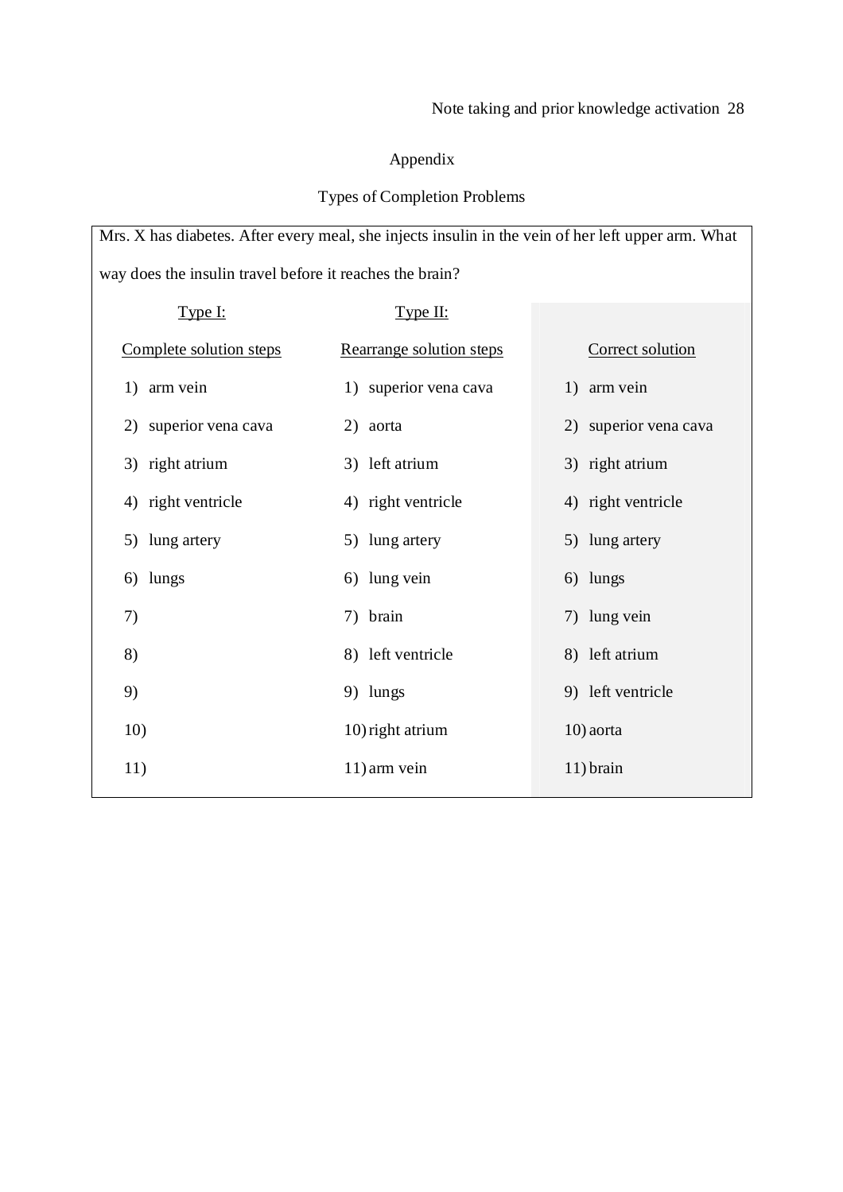# Appendix

## Types of Completion Problems

Mrs. X has diabetes. After every meal, she injects insulin in the vein of her left upper arm. What way does the insulin travel before it reaches the brain?

| Type I: Complete solution steps | Type II: Rearrange solution steps | Correct solution |
|---|---|---|
| 1) arm vein | 1) superior vena cava | 1) arm vein |
| 2) superior vena cava | 2) aorta | 2) superior vena cava |
| 3) right atrium | 3) left atrium | 3) right atrium |
| 4) right ventricle | 4) right ventricle | 4) right ventricle |
| 5) lung artery | 5) lung artery | 5) lung artery |
| 6) lungs | 6) lung vein | 6) lungs |
| 7) | 7) brain | 7) lung vein |
| 8) | 8) left ventricle | 8) left atrium |
| 9) | 9) lungs | 9) left ventricle |
| 10) | 10) right atrium | 10) aorta |
| 11) | 11) arm vein | 11) brain |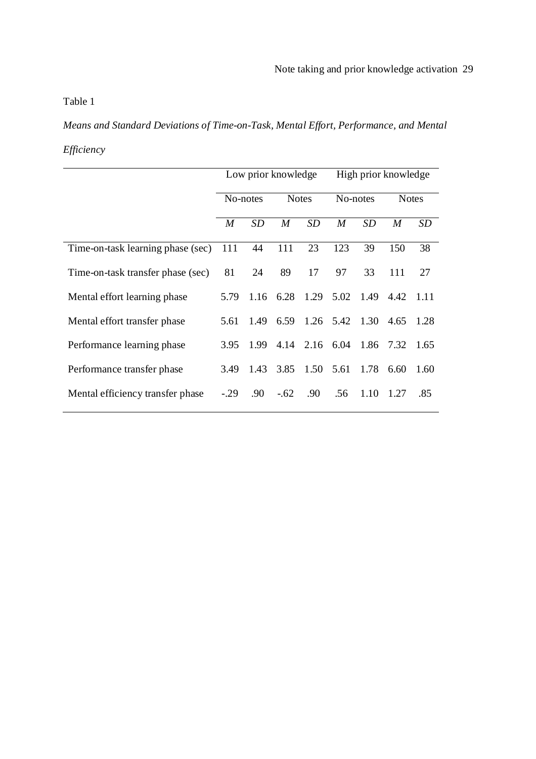Table 1

*Means and Standard Deviations of Time-on-Task, Mental Effort, Performance, and Mental Efficiency*

| | Low prior knowledge | | | | High prior knowledge | | | |
|---|---|---|---|---|---|---|---|---|
| | No-notes | | Notes | | No-notes | | Notes | |
| | *M* | *SD* | *M* | *SD* | *M* | *SD* | *M* | *SD* |
| Time-on-task learning phase (sec) | 111 | 44 | 111 | 23 | 123 | 39 | 150 | 38 |
| Time-on-task transfer phase (sec) | 81 | 24 | 89 | 17 | 97 | 33 | 111 | 27 |
| Mental effort learning phase | 5.79 | 1.16 | 6.28 | 1.29 | 5.02 | 1.49 | 4.42 | 1.11 |
| Mental effort transfer phase | 5.61 | 1.49 | 6.59 | 1.26 | 5.42 | 1.30 | 4.65 | 1.28 |
| Performance learning phase | 3.95 | 1.99 | 4.14 | 2.16 | 6.04 | 1.86 | 7.32 | 1.65 |
| Performance transfer phase | 3.49 | 1.43 | 3.85 | 1.50 | 5.61 | 1.78 | 6.60 | 1.60 |
| Mental efficiency transfer phase | -.29 | .90 | -.62 | .90 | .56 | 1.10 | 1.27 | .85 |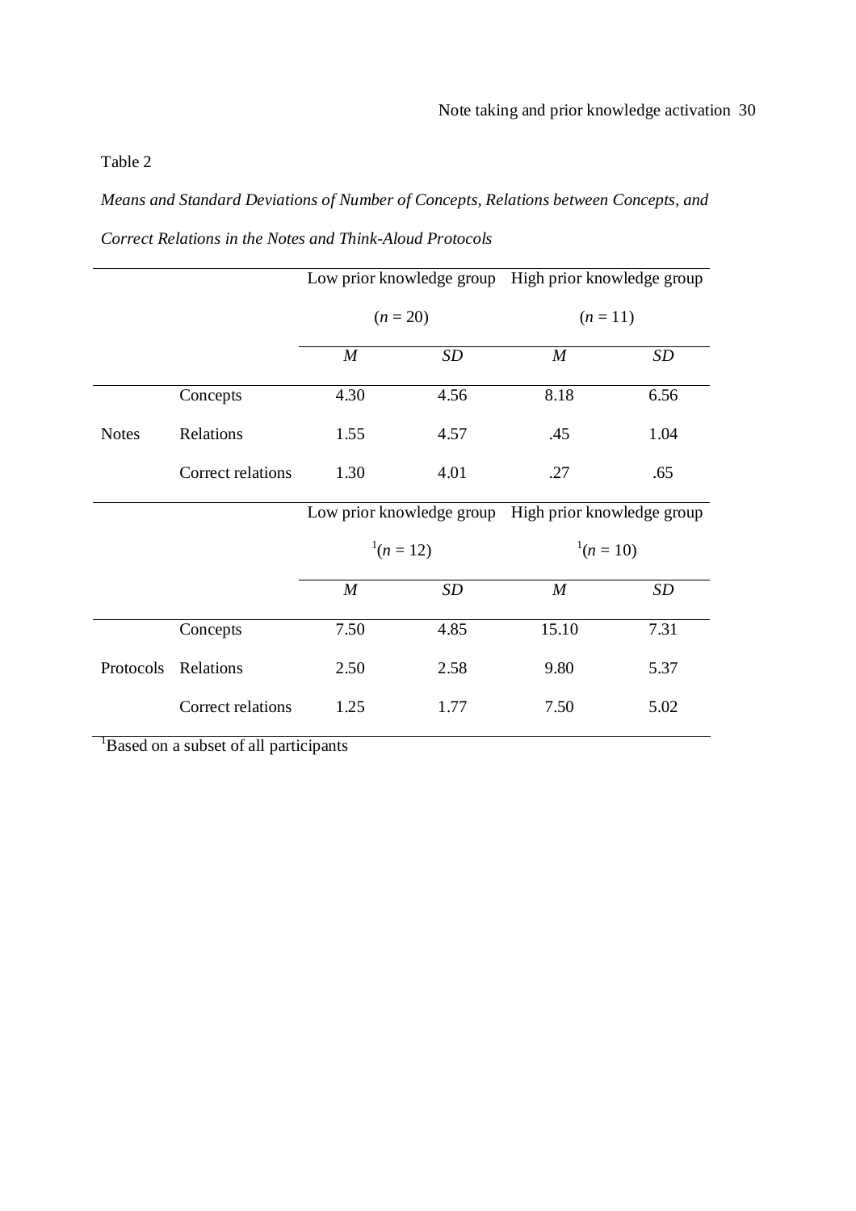Table 2

*Means and Standard Deviations of Number of Concepts, Relations between Concepts, and Correct Relations in the Notes and Think-Aloud Protocols*

| | | Low prior knowledge group ($n$ = 20) | | High prior knowledge group ($n$ = 11) | |
|---|---|---|---|---|---|
| | | *M* | *SD* | *M* | *SD* |
| Notes | Concepts | 4.30 | 4.56 | 8.18 | 6.56 |
| | Relations | 1.55 | 4.57 | .45 | 1.04 |
| | Correct relations | 1.30 | 4.01 | .27 | .65 |
| | | Low prior knowledge group [1]($n$ = 12) | | High prior knowledge group [1]($n$ = 10) | |
| | | *M* | *SD* | *M* | *SD* |
| Protocols | Concepts | 7.50 | 4.85 | 15.10 | 7.31 |
| | Relations | 2.50 | 2.58 | 9.80 | 5.37 |
| | Correct relations | 1.25 | 1.77 | 7.50 | 5.02 |

[1]Based on a subset of all participants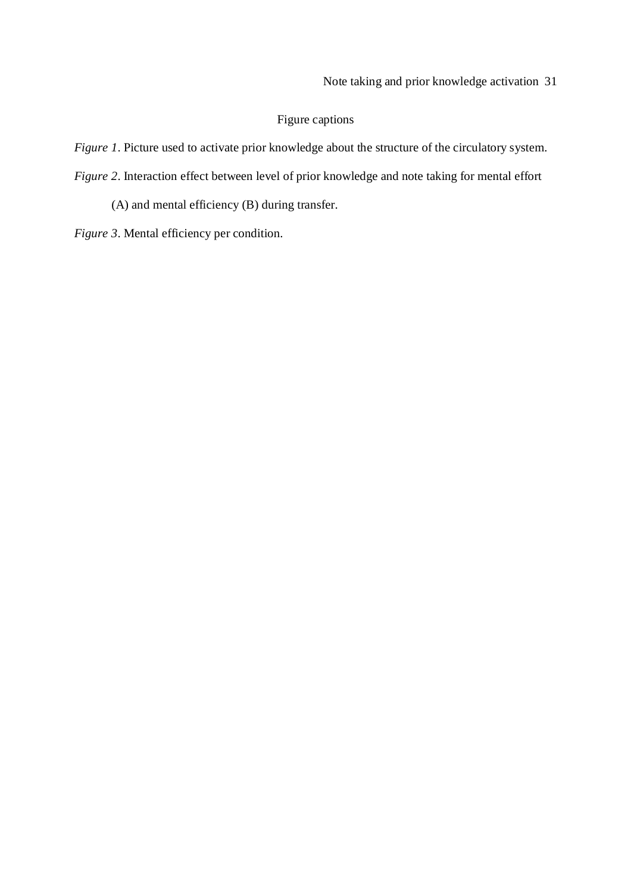## Figure captions

*Figure 1*. Picture used to activate prior knowledge about the structure of the circulatory system.

*Figure 2*. Interaction effect between level of prior knowledge and note taking for mental effort (A) and mental efficiency (B) during transfer.

*Figure 3*. Mental efficiency per condition.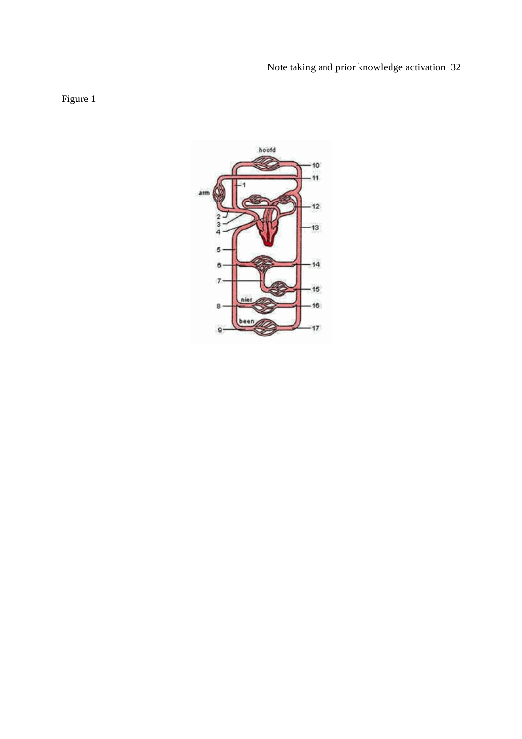Figure 1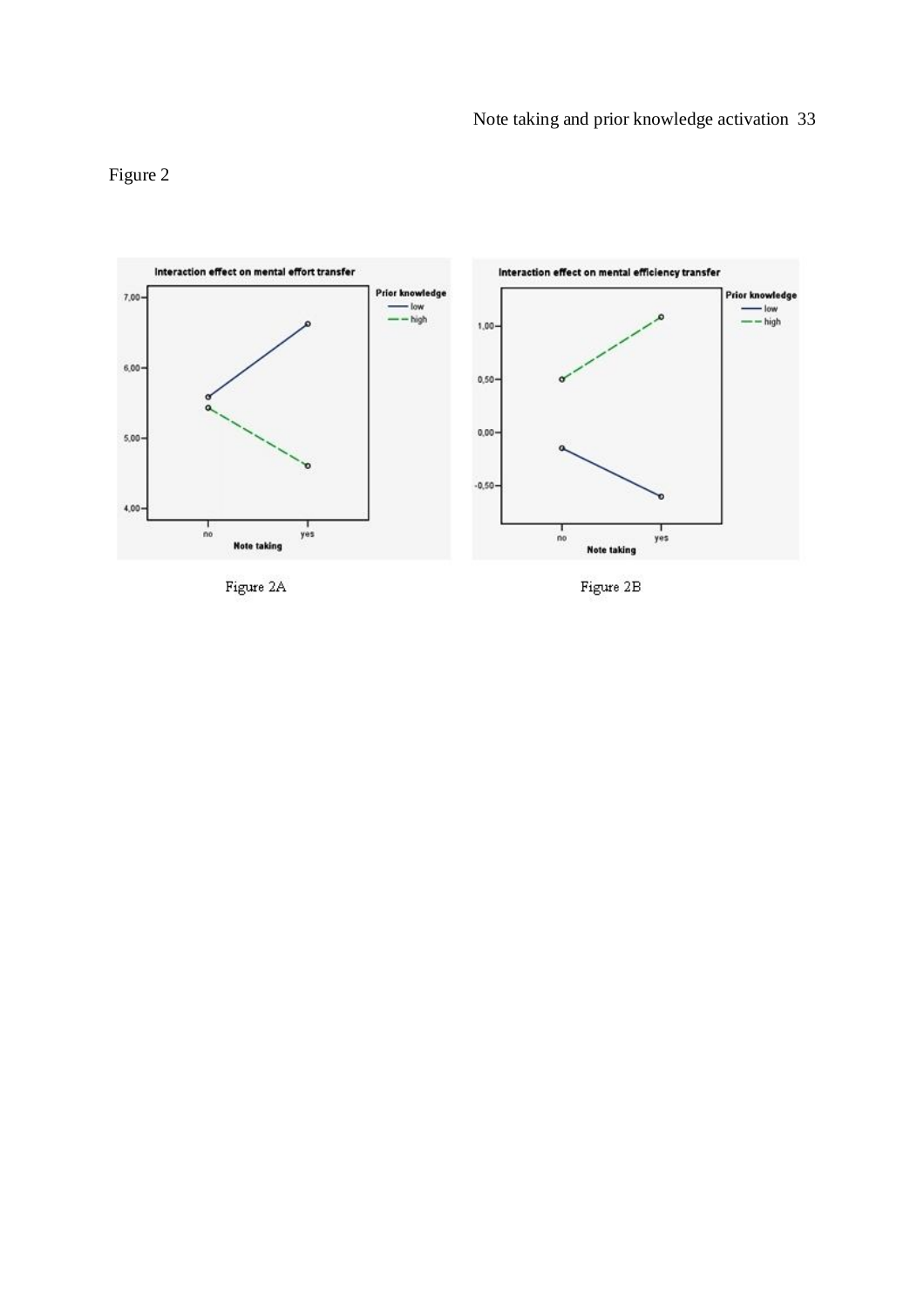Figure 2

Figure 2A

Figure 2B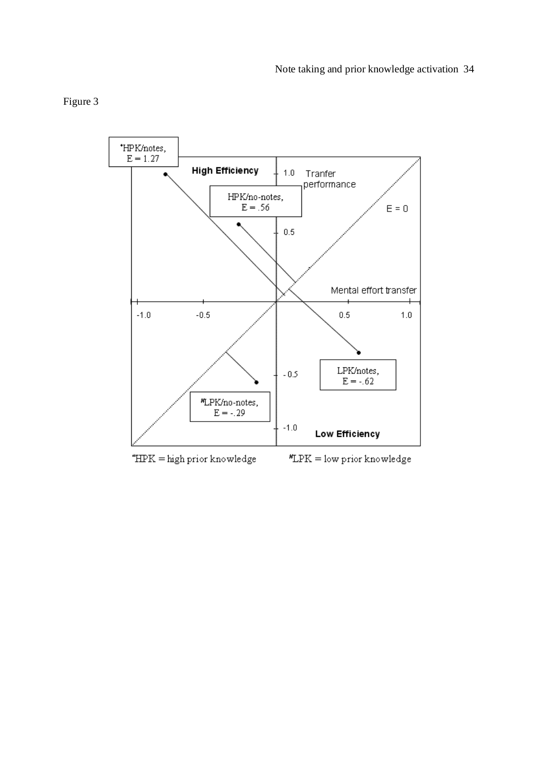Figure 3

*HPK/notes,
E = 1.27

High Efficiency

1.0

Tranfer
performance

HPK/no-notes,
E = .56

E = 0

0.5

Mental effort transfer

-1.0

-0.5

0.5

1.0

-0.5

LPK/notes,
E = -.62

#LPK/no-notes,
E = -.29

-1.0

Low Efficiency

*HPK = high prior knowledge #LPK = low prior knowledge